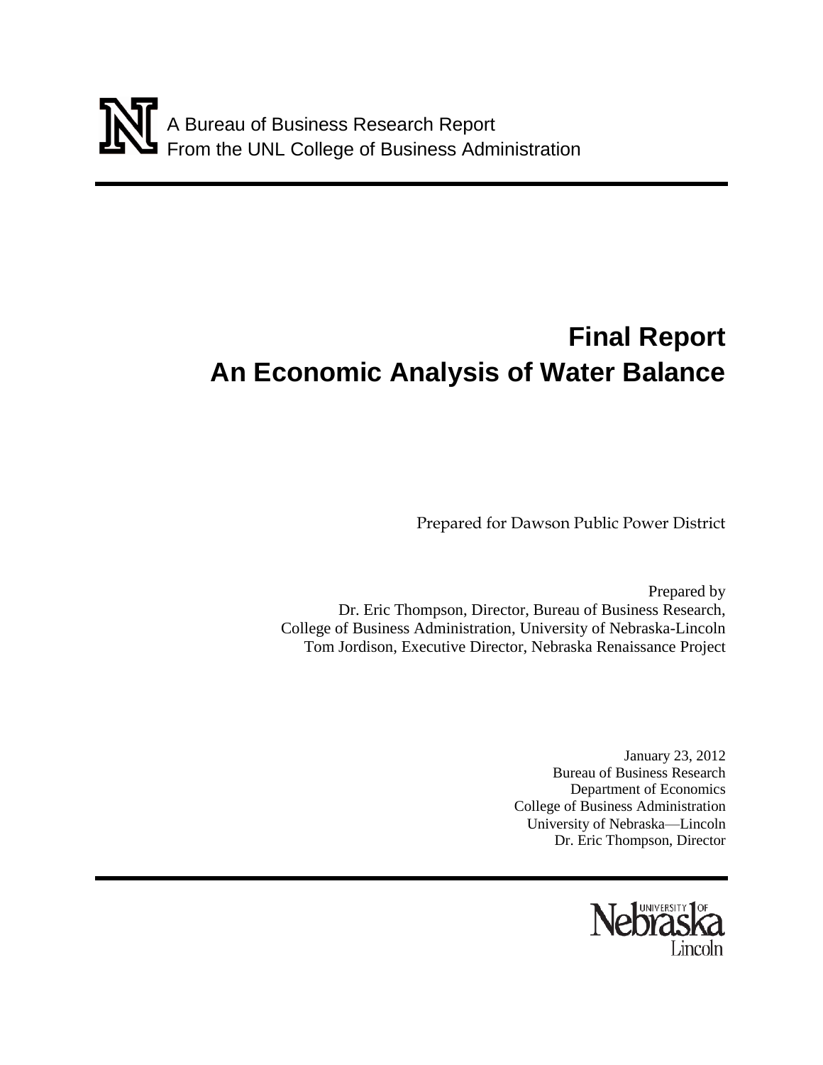A Bureau of Business Research Report
From the UNL College of Business Administration

# Final Report
# An Economic Analysis of Water Balance

Prepared for Dawson Public Power District

Prepared by
Dr. Eric Thompson, Director, Bureau of Business Research,
College of Business Administration, University of Nebraska-Lincoln
Tom Jordison, Executive Director, Nebraska Renaissance Project

January 23, 2012
Bureau of Business Research
Department of Economics
College of Business Administration
University of Nebraska—Lincoln
Dr. Eric Thompson, Director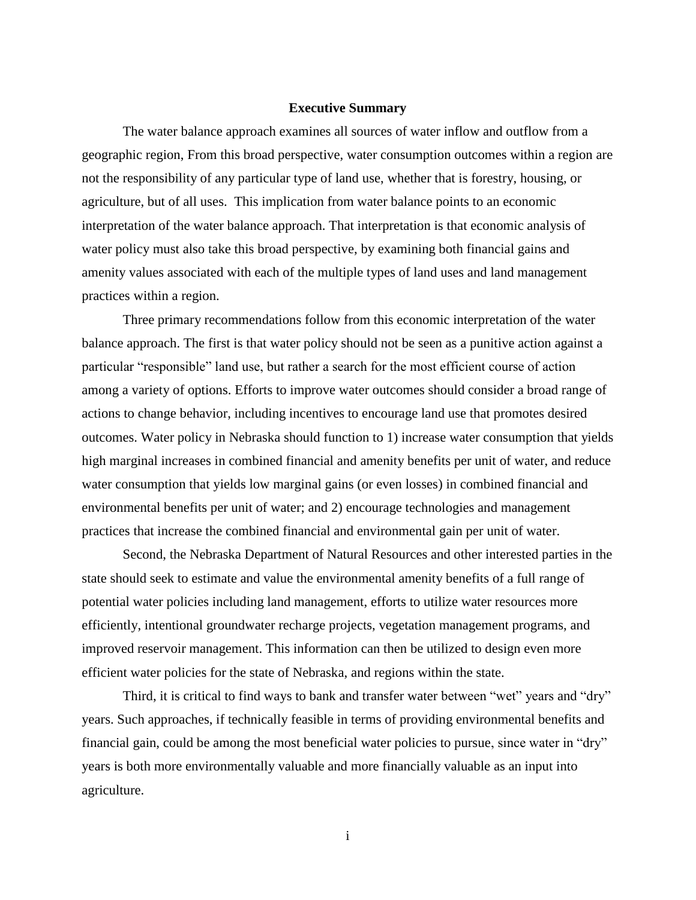## Executive Summary

The water balance approach examines all sources of water inflow and outflow from a geographic region, From this broad perspective, water consumption outcomes within a region are not the responsibility of any particular type of land use, whether that is forestry, housing, or agriculture, but of all uses. This implication from water balance points to an economic interpretation of the water balance approach. That interpretation is that economic analysis of water policy must also take this broad perspective, by examining both financial gains and amenity values associated with each of the multiple types of land uses and land management practices within a region.

Three primary recommendations follow from this economic interpretation of the water balance approach. The first is that water policy should not be seen as a punitive action against a particular "responsible" land use, but rather a search for the most efficient course of action among a variety of options. Efforts to improve water outcomes should consider a broad range of actions to change behavior, including incentives to encourage land use that promotes desired outcomes. Water policy in Nebraska should function to 1) increase water consumption that yields high marginal increases in combined financial and amenity benefits per unit of water, and reduce water consumption that yields low marginal gains (or even losses) in combined financial and environmental benefits per unit of water; and 2) encourage technologies and management practices that increase the combined financial and environmental gain per unit of water.

Second, the Nebraska Department of Natural Resources and other interested parties in the state should seek to estimate and value the environmental amenity benefits of a full range of potential water policies including land management, efforts to utilize water resources more efficiently, intentional groundwater recharge projects, vegetation management programs, and improved reservoir management. This information can then be utilized to design even more efficient water policies for the state of Nebraska, and regions within the state.

Third, it is critical to find ways to bank and transfer water between "wet" years and "dry" years. Such approaches, if technically feasible in terms of providing environmental benefits and financial gain, could be among the most beneficial water policies to pursue, since water in "dry" years is both more environmentally valuable and more financially valuable as an input into agriculture.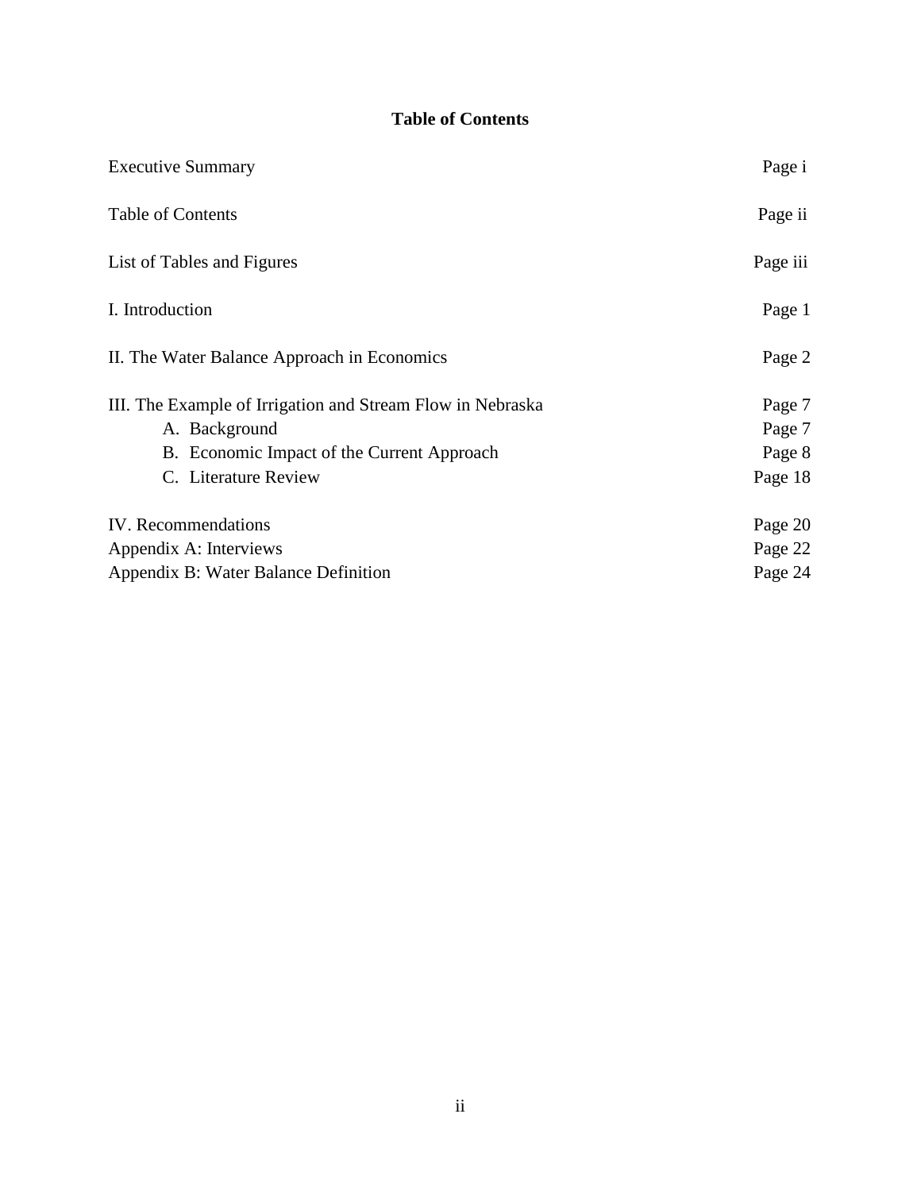**Table of Contents**

| | |
|---|---|
| Executive Summary | Page i |
| Table of Contents | Page ii |
| List of Tables and Figures | Page iii |
| I. Introduction | Page 1 |
| II. The Water Balance Approach in Economics | Page 2 |
| III. The Example of Irrigation and Stream Flow in Nebraska | Page 7 |
| A. Background | Page 7 |
| B. Economic Impact of the Current Approach | Page 8 |
| C. Literature Review | Page 18 |
| IV. Recommendations | Page 20 |
| Appendix A: Interviews | Page 22 |
| Appendix B: Water Balance Definition | Page 24 |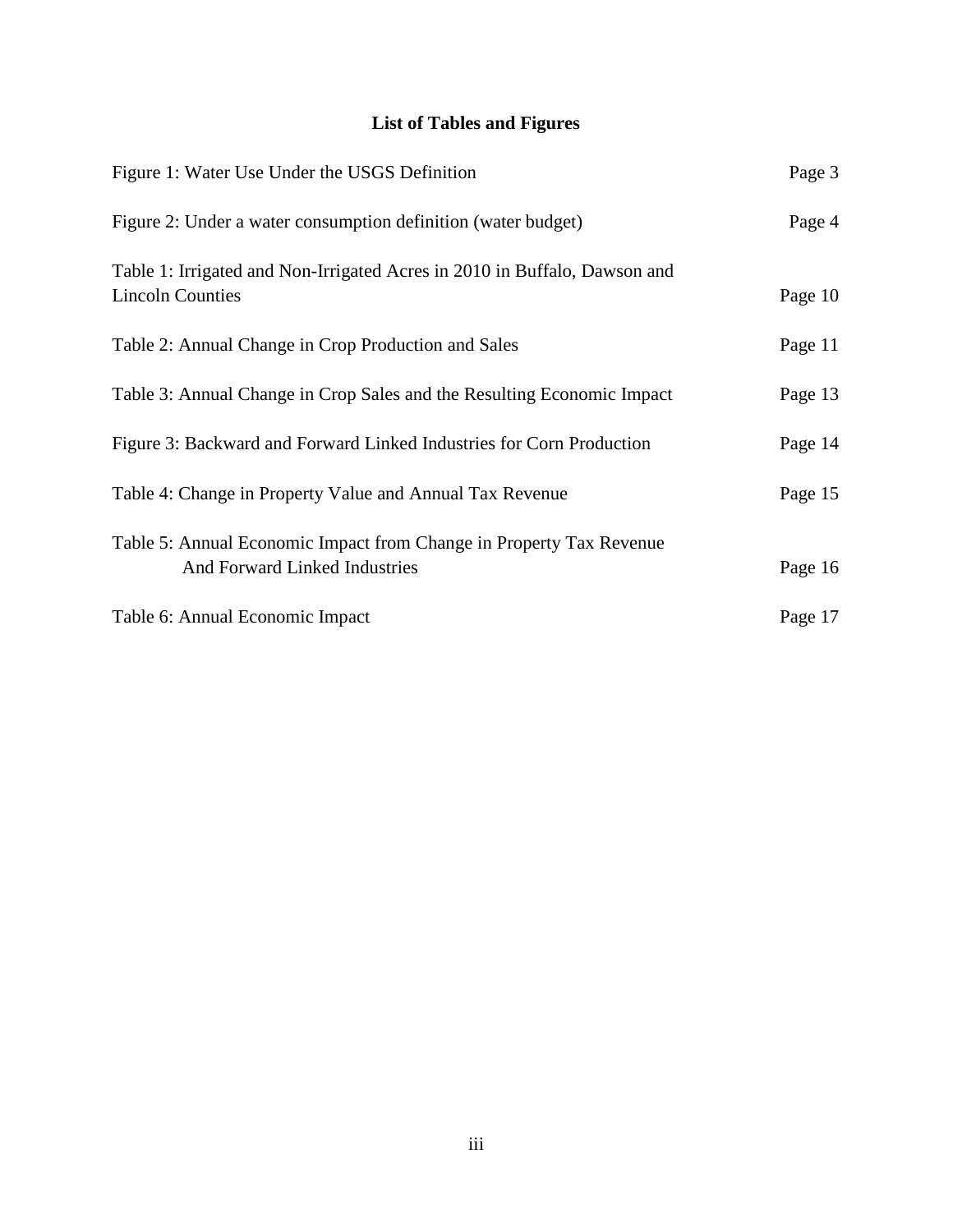# List of Tables and Figures

| | |
|---|---|
| Figure 1: Water Use Under the USGS Definition | Page 3 |
| Figure 2: Under a water consumption definition (water budget) | Page 4 |
| Table 1: Irrigated and Non-Irrigated Acres in 2010 in Buffalo, Dawson and Lincoln Counties | Page 10 |
| Table 2: Annual Change in Crop Production and Sales | Page 11 |
| Table 3: Annual Change in Crop Sales and the Resulting Economic Impact | Page 13 |
| Figure 3: Backward and Forward Linked Industries for Corn Production | Page 14 |
| Table 4: Change in Property Value and Annual Tax Revenue | Page 15 |
| Table 5: Annual Economic Impact from Change in Property Tax Revenue And Forward Linked Industries | Page 16 |
| Table 6: Annual Economic Impact | Page 17 |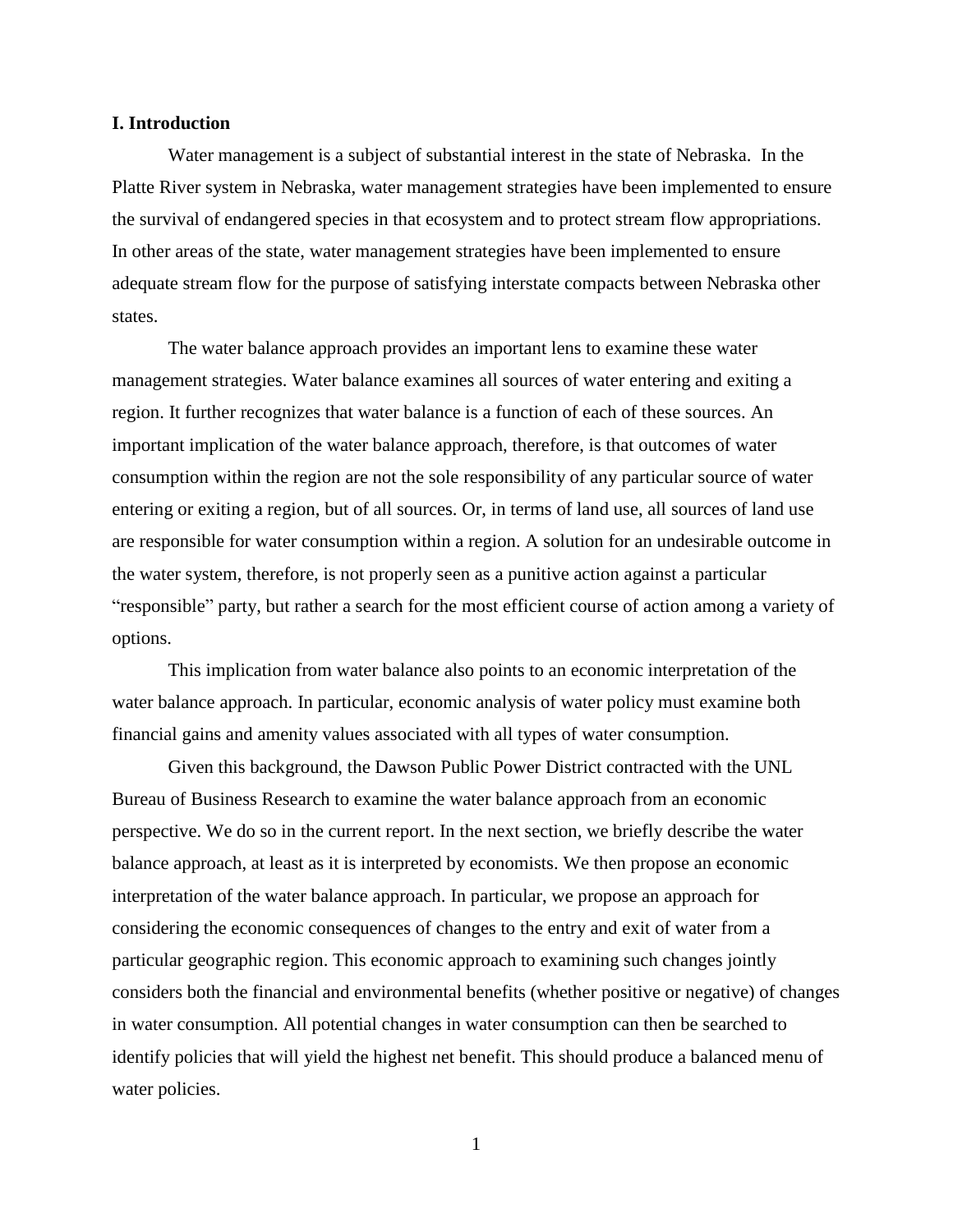## I. Introduction

Water management is a subject of substantial interest in the state of Nebraska. In the Platte River system in Nebraska, water management strategies have been implemented to ensure the survival of endangered species in that ecosystem and to protect stream flow appropriations. In other areas of the state, water management strategies have been implemented to ensure adequate stream flow for the purpose of satisfying interstate compacts between Nebraska other states.

The water balance approach provides an important lens to examine these water management strategies. Water balance examines all sources of water entering and exiting a region. It further recognizes that water balance is a function of each of these sources. An important implication of the water balance approach, therefore, is that outcomes of water consumption within the region are not the sole responsibility of any particular source of water entering or exiting a region, but of all sources. Or, in terms of land use, all sources of land use are responsible for water consumption within a region. A solution for an undesirable outcome in the water system, therefore, is not properly seen as a punitive action against a particular "responsible" party, but rather a search for the most efficient course of action among a variety of options.

This implication from water balance also points to an economic interpretation of the water balance approach. In particular, economic analysis of water policy must examine both financial gains and amenity values associated with all types of water consumption.

Given this background, the Dawson Public Power District contracted with the UNL Bureau of Business Research to examine the water balance approach from an economic perspective. We do so in the current report. In the next section, we briefly describe the water balance approach, at least as it is interpreted by economists. We then propose an economic interpretation of the water balance approach. In particular, we propose an approach for considering the economic consequences of changes to the entry and exit of water from a particular geographic region. This economic approach to examining such changes jointly considers both the financial and environmental benefits (whether positive or negative) of changes in water consumption. All potential changes in water consumption can then be searched to identify policies that will yield the highest net benefit. This should produce a balanced menu of water policies.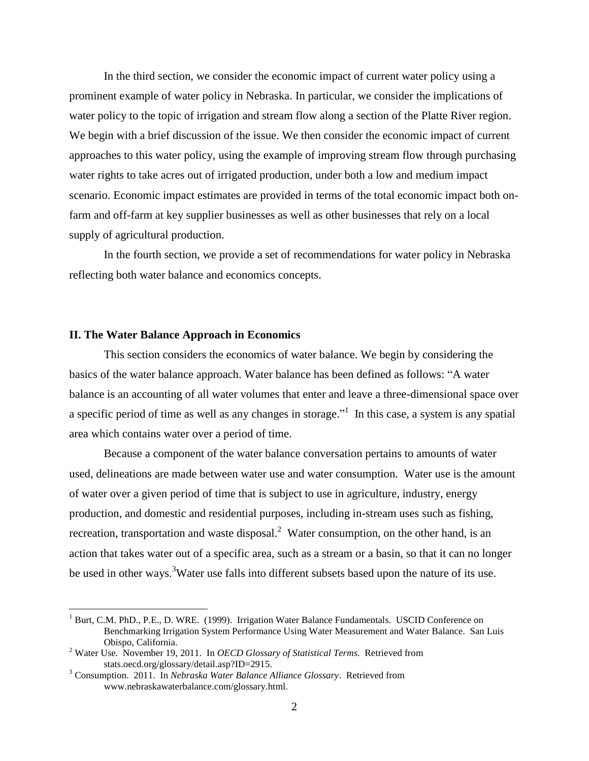In the third section, we consider the economic impact of current water policy using a prominent example of water policy in Nebraska. In particular, we consider the implications of water policy to the topic of irrigation and stream flow along a section of the Platte River region. We begin with a brief discussion of the issue. We then consider the economic impact of current approaches to this water policy, using the example of improving stream flow through purchasing water rights to take acres out of irrigated production, under both a low and medium impact scenario. Economic impact estimates are provided in terms of the total economic impact both on-farm and off-farm at key supplier businesses as well as other businesses that rely on a local supply of agricultural production.

In the fourth section, we provide a set of recommendations for water policy in Nebraska reflecting both water balance and economics concepts.

## II. The Water Balance Approach in Economics

This section considers the economics of water balance. We begin by considering the basics of the water balance approach. Water balance has been defined as follows: "A water balance is an accounting of all water volumes that enter and leave a three-dimensional space over a specific period of time as well as any changes in storage."[1] In this case, a system is any spatial area which contains water over a period of time.

Because a component of the water balance conversation pertains to amounts of water used, delineations are made between water use and water consumption. Water use is the amount of water over a given period of time that is subject to use in agriculture, industry, energy production, and domestic and residential purposes, including in-stream uses such as fishing, recreation, transportation and waste disposal.[2] Water consumption, on the other hand, is an action that takes water out of a specific area, such as a stream or a basin, so that it can no longer be used in other ways.[3]Water use falls into different subsets based upon the nature of its use.

---

[1] Burt, C.M. PhD., P.E., D. WRE. (1999). Irrigation Water Balance Fundamentals. USCID Conference on Benchmarking Irrigation System Performance Using Water Measurement and Water Balance. San Luis Obispo, California.

[2] Water Use. November 19, 2011. In *OECD Glossary of Statistical Terms*. Retrieved from stats.oecd.org/glossary/detail.asp?ID=2915.

[3] Consumption. 2011. In *Nebraska Water Balance Alliance Glossary*. Retrieved from www.nebraskawaterbalance.com/glossary.html.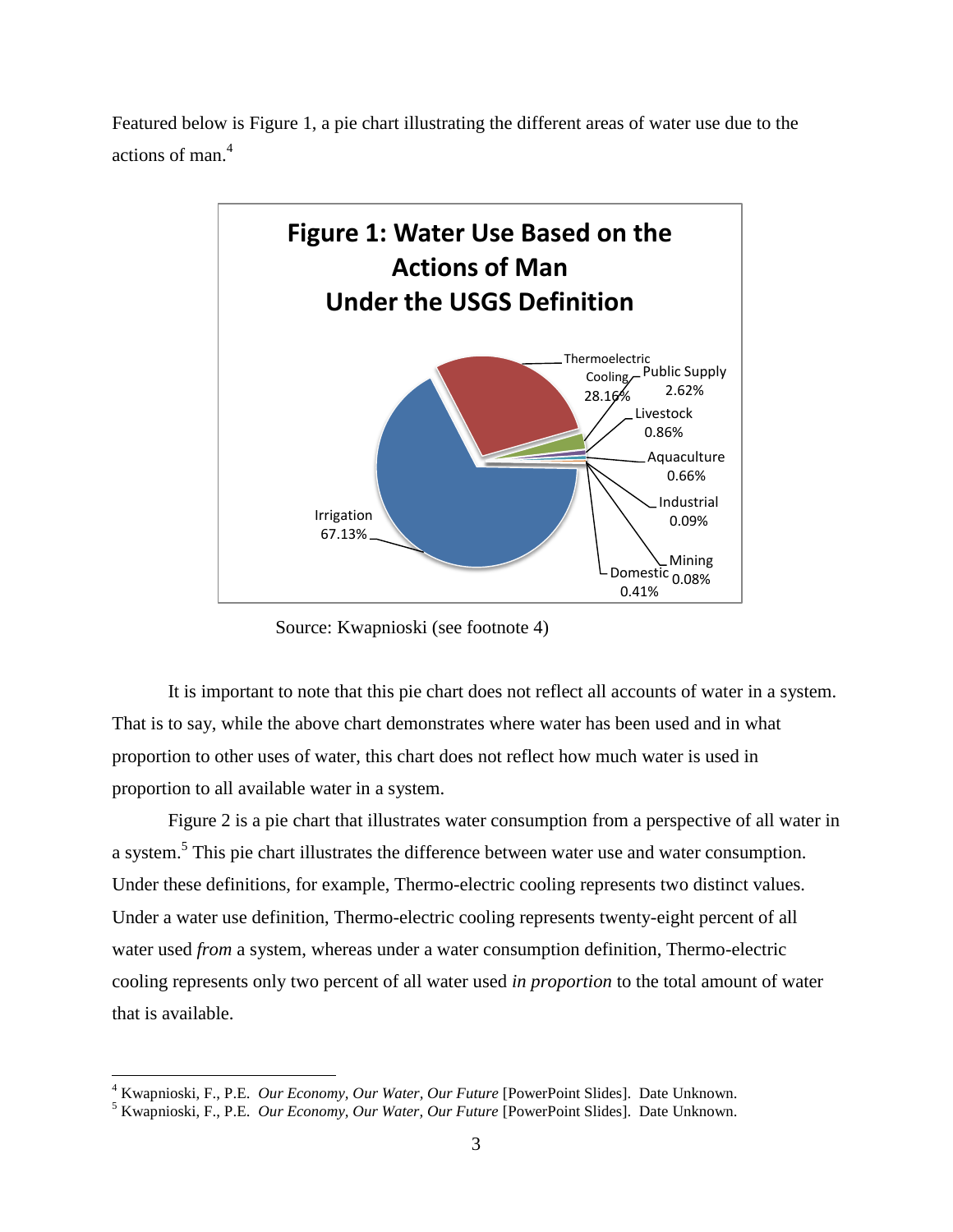Featured below is Figure 1, a pie chart illustrating the different areas of water use due to the actions of man.[4]

**Figure 1: Water Use Based on the Actions of Man Under the USGS Definition**

Thermoelectric Cooling 28.16%
Public Supply 2.62%
Livestock 0.86%
Aquaculture 0.66%
Industrial 0.09%
Mining 0.08%
Domestic 0.41%
Irrigation 67.13%

Source: Kwapnioski (see footnote 4)

It is important to note that this pie chart does not reflect all accounts of water in a system. That is to say, while the above chart demonstrates where water has been used and in what proportion to other uses of water, this chart does not reflect how much water is used in proportion to all available water in a system.

Figure 2 is a pie chart that illustrates water consumption from a perspective of all water in a system.[5] This pie chart illustrates the difference between water use and water consumption. Under these definitions, for example, Thermo-electric cooling represents two distinct values. Under a water use definition, Thermo-electric cooling represents twenty-eight percent of all water used *from* a system, whereas under a water consumption definition, Thermo-electric cooling represents only two percent of all water used *in proportion* to the total amount of water that is available.

---

[4] Kwapnioski, F., P.E. *Our Economy, Our Water, Our Future* [PowerPoint Slides]. Date Unknown.
[5] Kwapnioski, F., P.E. *Our Economy, Our Water, Our Future* [PowerPoint Slides]. Date Unknown.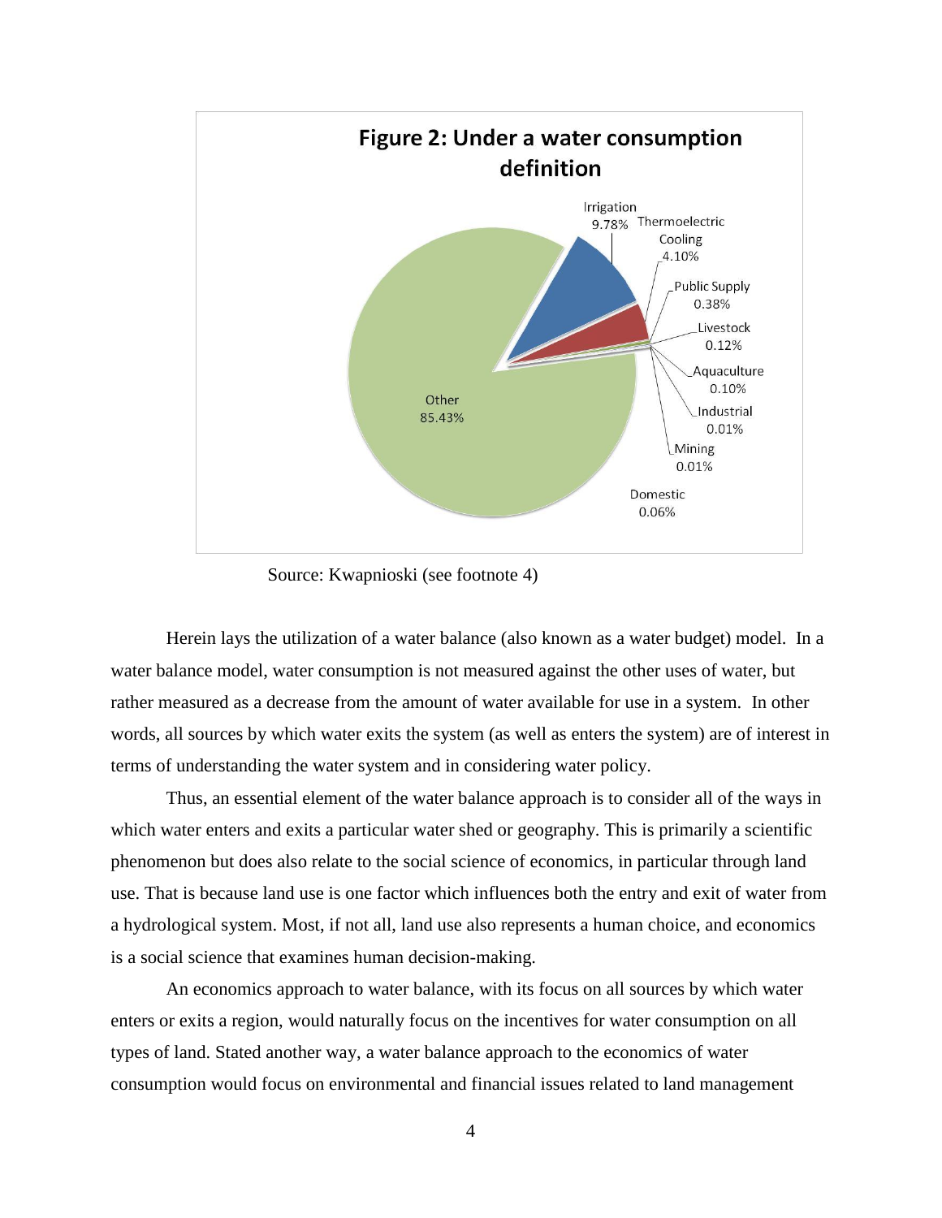**Figure 2: Under a water consumption definition**

Irrigation
9.78%

Thermoelectric
Cooling
4.10%

Public Supply
0.38%

Livestock
0.12%

Aquaculture
0.10%

Industrial
0.01%

Mining
0.01%

Domestic
0.06%

Other
85.43%

Source: Kwapnioski (see footnote 4)

Herein lays the utilization of a water balance (also known as a water budget) model. In a water balance model, water consumption is not measured against the other uses of water, but rather measured as a decrease from the amount of water available for use in a system. In other words, all sources by which water exits the system (as well as enters the system) are of interest in terms of understanding the water system and in considering water policy.

Thus, an essential element of the water balance approach is to consider all of the ways in which water enters and exits a particular water shed or geography. This is primarily a scientific phenomenon but does also relate to the social science of economics, in particular through land use. That is because land use is one factor which influences both the entry and exit of water from a hydrological system. Most, if not all, land use also represents a human choice, and economics is a social science that examines human decision-making.

An economics approach to water balance, with its focus on all sources by which water enters or exits a region, would naturally focus on the incentives for water consumption on all types of land. Stated another way, a water balance approach to the economics of water consumption would focus on environmental and financial issues related to land management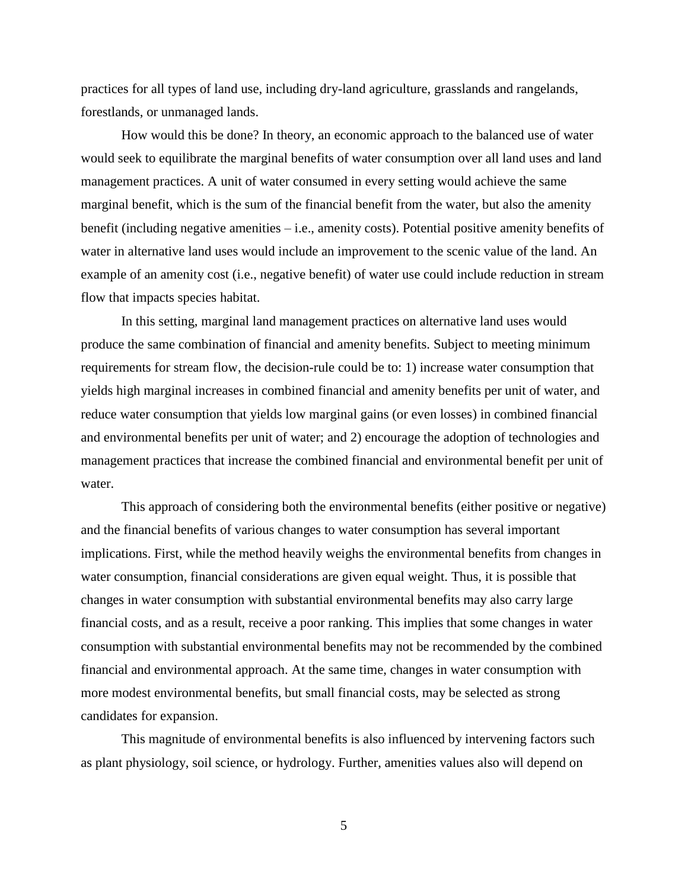practices for all types of land use, including dry-land agriculture, grasslands and rangelands, forestlands, or unmanaged lands.

How would this be done? In theory, an economic approach to the balanced use of water would seek to equilibrate the marginal benefits of water consumption over all land uses and land management practices. A unit of water consumed in every setting would achieve the same marginal benefit, which is the sum of the financial benefit from the water, but also the amenity benefit (including negative amenities – i.e., amenity costs). Potential positive amenity benefits of water in alternative land uses would include an improvement to the scenic value of the land. An example of an amenity cost (i.e., negative benefit) of water use could include reduction in stream flow that impacts species habitat.

In this setting, marginal land management practices on alternative land uses would produce the same combination of financial and amenity benefits. Subject to meeting minimum requirements for stream flow, the decision-rule could be to: 1) increase water consumption that yields high marginal increases in combined financial and amenity benefits per unit of water, and reduce water consumption that yields low marginal gains (or even losses) in combined financial and environmental benefits per unit of water; and 2) encourage the adoption of technologies and management practices that increase the combined financial and environmental benefit per unit of water.

This approach of considering both the environmental benefits (either positive or negative) and the financial benefits of various changes to water consumption has several important implications. First, while the method heavily weighs the environmental benefits from changes in water consumption, financial considerations are given equal weight. Thus, it is possible that changes in water consumption with substantial environmental benefits may also carry large financial costs, and as a result, receive a poor ranking. This implies that some changes in water consumption with substantial environmental benefits may not be recommended by the combined financial and environmental approach. At the same time, changes in water consumption with more modest environmental benefits, but small financial costs, may be selected as strong candidates for expansion.

This magnitude of environmental benefits is also influenced by intervening factors such as plant physiology, soil science, or hydrology. Further, amenities values also will depend on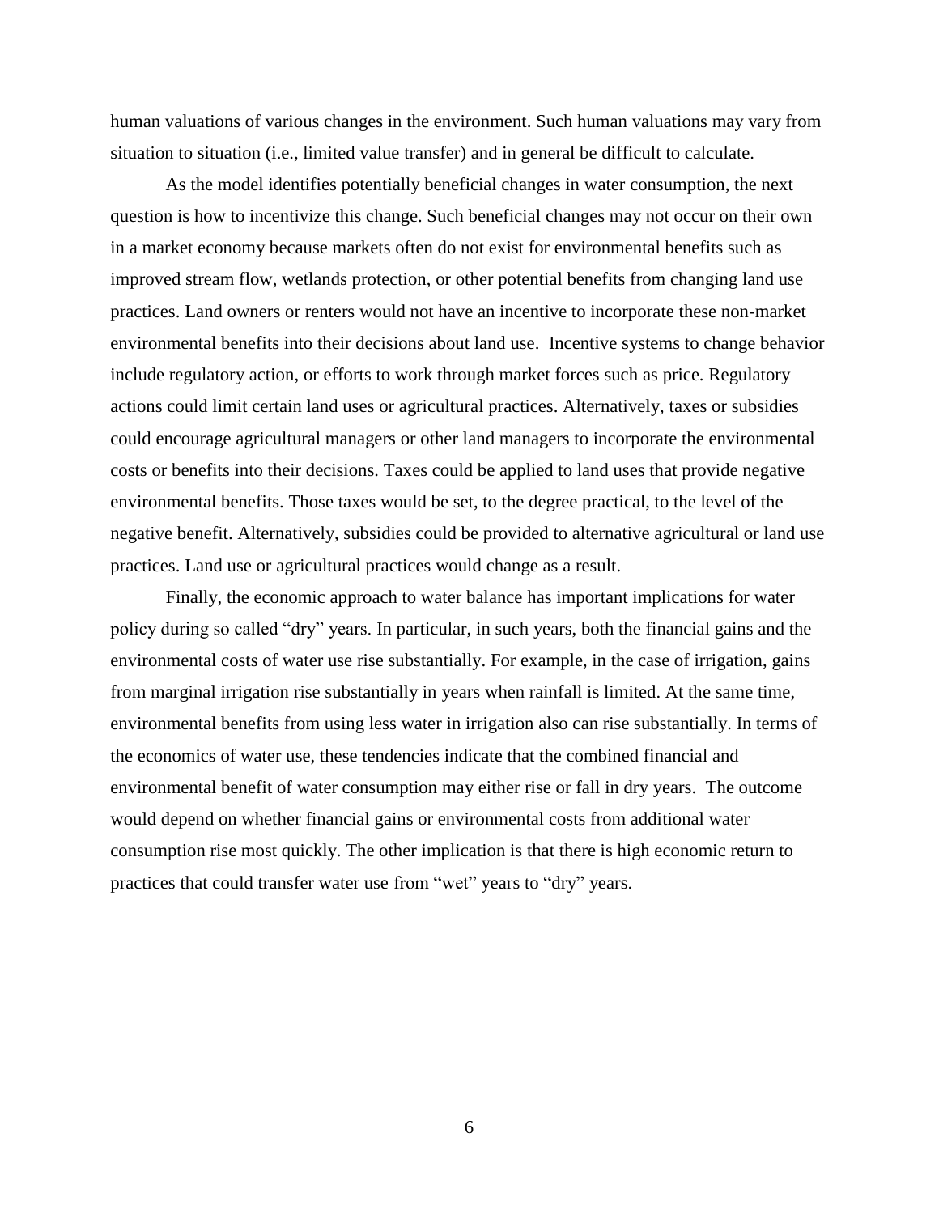human valuations of various changes in the environment. Such human valuations may vary from situation to situation (i.e., limited value transfer) and in general be difficult to calculate.

As the model identifies potentially beneficial changes in water consumption, the next question is how to incentivize this change. Such beneficial changes may not occur on their own in a market economy because markets often do not exist for environmental benefits such as improved stream flow, wetlands protection, or other potential benefits from changing land use practices. Land owners or renters would not have an incentive to incorporate these non-market environmental benefits into their decisions about land use. Incentive systems to change behavior include regulatory action, or efforts to work through market forces such as price. Regulatory actions could limit certain land uses or agricultural practices. Alternatively, taxes or subsidies could encourage agricultural managers or other land managers to incorporate the environmental costs or benefits into their decisions. Taxes could be applied to land uses that provide negative environmental benefits. Those taxes would be set, to the degree practical, to the level of the negative benefit. Alternatively, subsidies could be provided to alternative agricultural or land use practices. Land use or agricultural practices would change as a result.

Finally, the economic approach to water balance has important implications for water policy during so called "dry" years. In particular, in such years, both the financial gains and the environmental costs of water use rise substantially. For example, in the case of irrigation, gains from marginal irrigation rise substantially in years when rainfall is limited. At the same time, environmental benefits from using less water in irrigation also can rise substantially. In terms of the economics of water use, these tendencies indicate that the combined financial and environmental benefit of water consumption may either rise or fall in dry years. The outcome would depend on whether financial gains or environmental costs from additional water consumption rise most quickly. The other implication is that there is high economic return to practices that could transfer water use from "wet" years to "dry" years.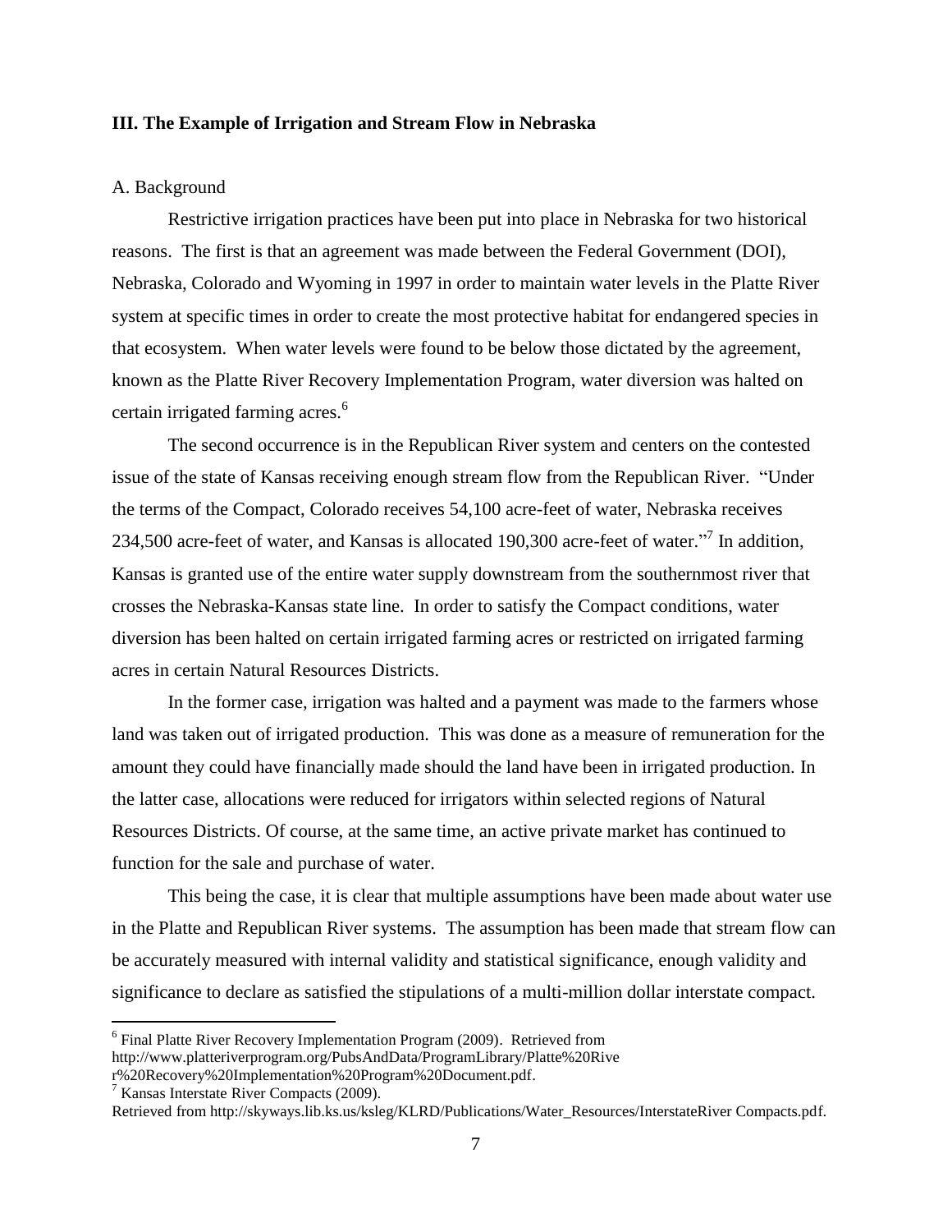### III. The Example of Irrigation and Stream Flow in Nebraska

A. Background

Restrictive irrigation practices have been put into place in Nebraska for two historical reasons. The first is that an agreement was made between the Federal Government (DOI), Nebraska, Colorado and Wyoming in 1997 in order to maintain water levels in the Platte River system at specific times in order to create the most protective habitat for endangered species in that ecosystem. When water levels were found to be below those dictated by the agreement, known as the Platte River Recovery Implementation Program, water diversion was halted on certain irrigated farming acres.[6]

The second occurrence is in the Republican River system and centers on the contested issue of the state of Kansas receiving enough stream flow from the Republican River. "Under the terms of the Compact, Colorado receives 54,100 acre-feet of water, Nebraska receives 234,500 acre-feet of water, and Kansas is allocated 190,300 acre-feet of water."[7] In addition, Kansas is granted use of the entire water supply downstream from the southernmost river that crosses the Nebraska-Kansas state line. In order to satisfy the Compact conditions, water diversion has been halted on certain irrigated farming acres or restricted on irrigated farming acres in certain Natural Resources Districts.

In the former case, irrigation was halted and a payment was made to the farmers whose land was taken out of irrigated production. This was done as a measure of remuneration for the amount they could have financially made should the land have been in irrigated production. In the latter case, allocations were reduced for irrigators within selected regions of Natural Resources Districts. Of course, at the same time, an active private market has continued to function for the sale and purchase of water.

This being the case, it is clear that multiple assumptions have been made about water use in the Platte and Republican River systems. The assumption has been made that stream flow can be accurately measured with internal validity and statistical significance, enough validity and significance to declare as satisfied the stipulations of a multi-million dollar interstate compact.

[6] Final Platte River Recovery Implementation Program (2009). Retrieved from http://www.platteriverprogram.org/PubsAndData/ProgramLibrary/Platte%20River%20Recovery%20Implementation%20Program%20Document.pdf.

[7] Kansas Interstate River Compacts (2009). Retrieved from http://skyways.lib.ks.us/ksleg/KLRD/Publications/Water_Resources/InterstateRiver Compacts.pdf.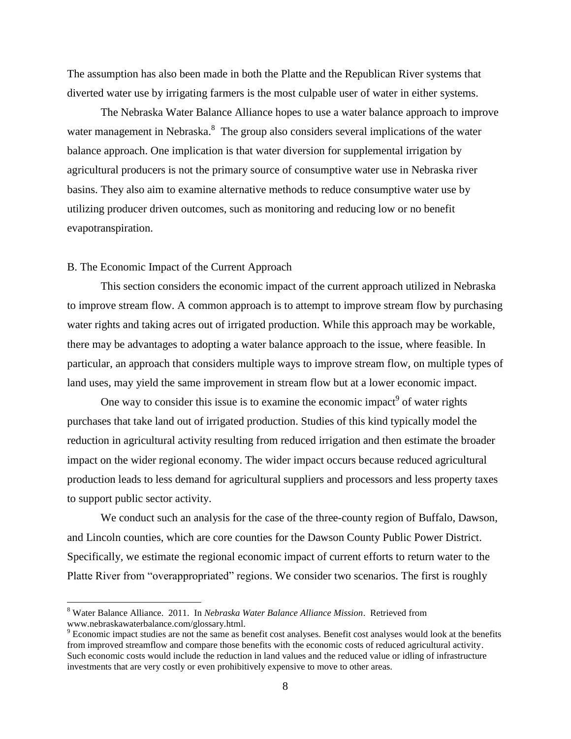The assumption has also been made in both the Platte and the Republican River systems that diverted water use by irrigating farmers is the most culpable user of water in either systems.

The Nebraska Water Balance Alliance hopes to use a water balance approach to improve water management in Nebraska.[8] The group also considers several implications of the water balance approach. One implication is that water diversion for supplemental irrigation by agricultural producers is not the primary source of consumptive water use in Nebraska river basins. They also aim to examine alternative methods to reduce consumptive water use by utilizing producer driven outcomes, such as monitoring and reducing low or no benefit evapotranspiration.

### B. The Economic Impact of the Current Approach

This section considers the economic impact of the current approach utilized in Nebraska to improve stream flow. A common approach is to attempt to improve stream flow by purchasing water rights and taking acres out of irrigated production. While this approach may be workable, there may be advantages to adopting a water balance approach to the issue, where feasible. In particular, an approach that considers multiple ways to improve stream flow, on multiple types of land uses, may yield the same improvement in stream flow but at a lower economic impact.

One way to consider this issue is to examine the economic impact[9] of water rights purchases that take land out of irrigated production. Studies of this kind typically model the reduction in agricultural activity resulting from reduced irrigation and then estimate the broader impact on the wider regional economy. The wider impact occurs because reduced agricultural production leads to less demand for agricultural suppliers and processors and less property taxes to support public sector activity.

We conduct such an analysis for the case of the three-county region of Buffalo, Dawson, and Lincoln counties, which are core counties for the Dawson County Public Power District. Specifically, we estimate the regional economic impact of current efforts to return water to the Platte River from "overappropriated" regions. We consider two scenarios. The first is roughly

---

[8] Water Balance Alliance. 2011. In *Nebraska Water Balance Alliance Mission*. Retrieved from www.nebraskawaterbalance.com/glossary.html.

[9] Economic impact studies are not the same as benefit cost analyses. Benefit cost analyses would look at the benefits from improved streamflow and compare those benefits with the economic costs of reduced agricultural activity. Such economic costs would include the reduction in land values and the reduced value or idling of infrastructure investments that are very costly or even prohibitively expensive to move to other areas.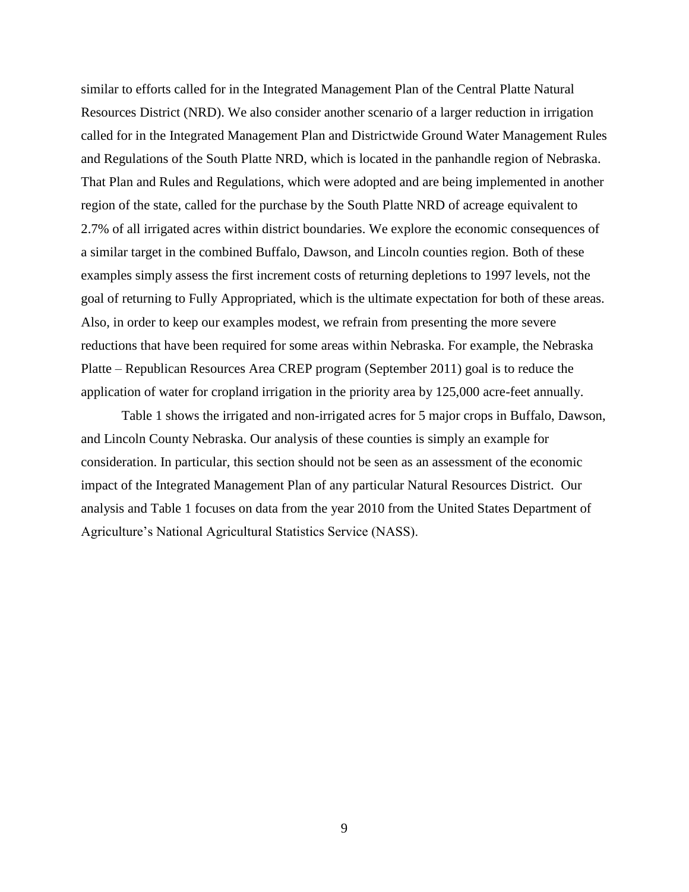similar to efforts called for in the Integrated Management Plan of the Central Platte Natural Resources District (NRD). We also consider another scenario of a larger reduction in irrigation called for in the Integrated Management Plan and Districtwide Ground Water Management Rules and Regulations of the South Platte NRD, which is located in the panhandle region of Nebraska. That Plan and Rules and Regulations, which were adopted and are being implemented in another region of the state, called for the purchase by the South Platte NRD of acreage equivalent to 2.7% of all irrigated acres within district boundaries. We explore the economic consequences of a similar target in the combined Buffalo, Dawson, and Lincoln counties region. Both of these examples simply assess the first increment costs of returning depletions to 1997 levels, not the goal of returning to Fully Appropriated, which is the ultimate expectation for both of these areas. Also, in order to keep our examples modest, we refrain from presenting the more severe reductions that have been required for some areas within Nebraska. For example, the Nebraska Platte – Republican Resources Area CREP program (September 2011) goal is to reduce the application of water for cropland irrigation in the priority area by 125,000 acre-feet annually.

Table 1 shows the irrigated and non-irrigated acres for 5 major crops in Buffalo, Dawson, and Lincoln County Nebraska. Our analysis of these counties is simply an example for consideration. In particular, this section should not be seen as an assessment of the economic impact of the Integrated Management Plan of any particular Natural Resources District. Our analysis and Table 1 focuses on data from the year 2010 from the United States Department of Agriculture's National Agricultural Statistics Service (NASS).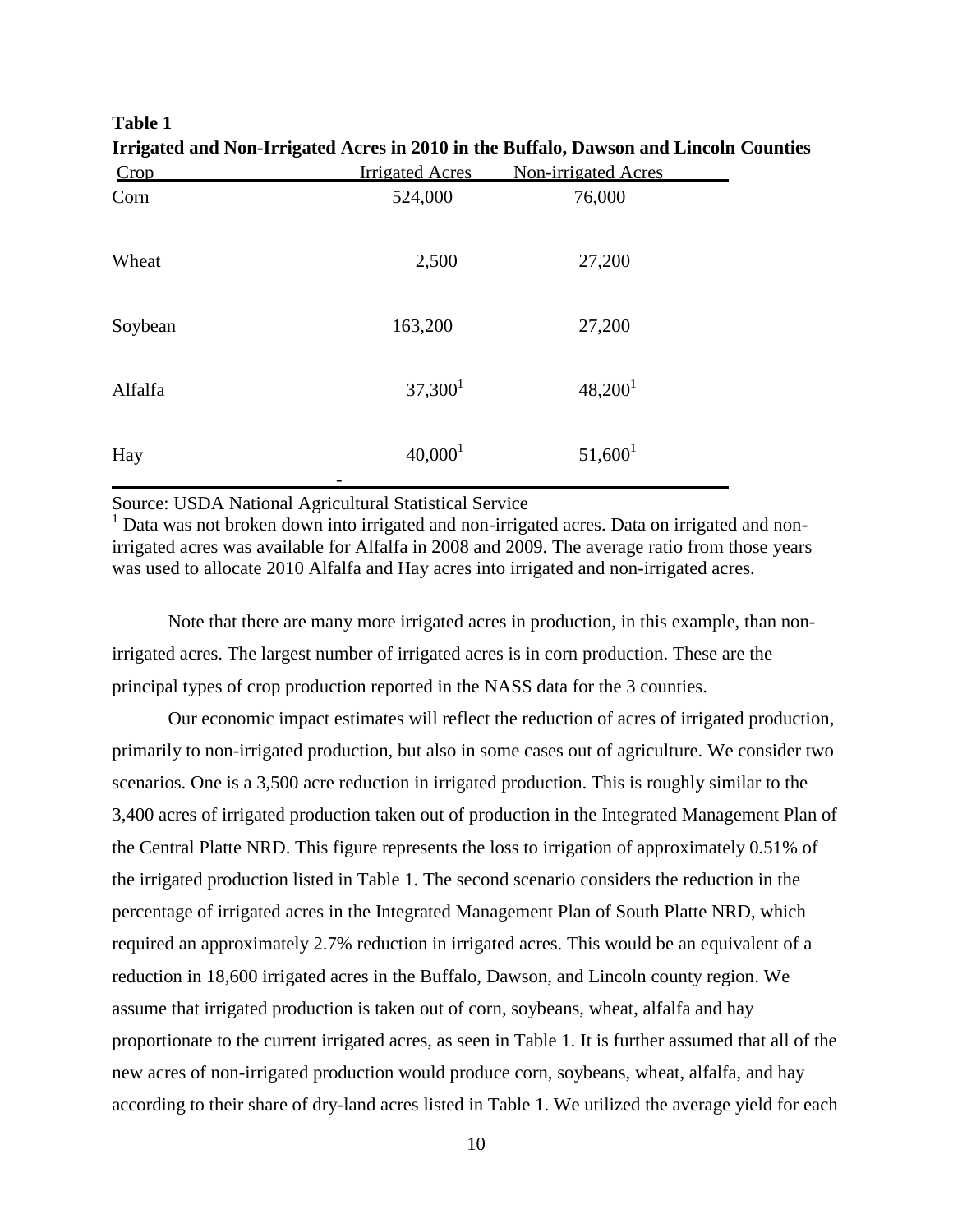**Table 1**

**Irrigated and Non-Irrigated Acres in 2010 in the Buffalo, Dawson and Lincoln Counties**

| Crop | Irrigated Acres | Non-irrigated Acres |
|---|---|---|
| Corn | 524,000 | 76,000 |
| Wheat | 2,500 | 27,200 |
| Soybean | 163,200 | 27,200 |
| Alfalfa | 37,300[1] | 48,200[1] |
| Hay | 40,000[1] | 51,600[1] |

Source: USDA National Agricultural Statistical Service

[1] Data was not broken down into irrigated and non-irrigated acres. Data on irrigated and non-irrigated acres was available for Alfalfa in 2008 and 2009. The average ratio from those years was used to allocate 2010 Alfalfa and Hay acres into irrigated and non-irrigated acres.

Note that there are many more irrigated acres in production, in this example, than non-irrigated acres. The largest number of irrigated acres is in corn production. These are the principal types of crop production reported in the NASS data for the 3 counties.

Our economic impact estimates will reflect the reduction of acres of irrigated production, primarily to non-irrigated production, but also in some cases out of agriculture. We consider two scenarios. One is a 3,500 acre reduction in irrigated production. This is roughly similar to the 3,400 acres of irrigated production taken out of production in the Integrated Management Plan of the Central Platte NRD. This figure represents the loss to irrigation of approximately 0.51% of the irrigated production listed in Table 1. The second scenario considers the reduction in the percentage of irrigated acres in the Integrated Management Plan of South Platte NRD, which required an approximately 2.7% reduction in irrigated acres. This would be an equivalent of a reduction in 18,600 irrigated acres in the Buffalo, Dawson, and Lincoln county region. We assume that irrigated production is taken out of corn, soybeans, wheat, alfalfa and hay proportionate to the current irrigated acres, as seen in Table 1. It is further assumed that all of the new acres of non-irrigated production would produce corn, soybeans, wheat, alfalfa, and hay according to their share of dry-land acres listed in Table 1. We utilized the average yield for each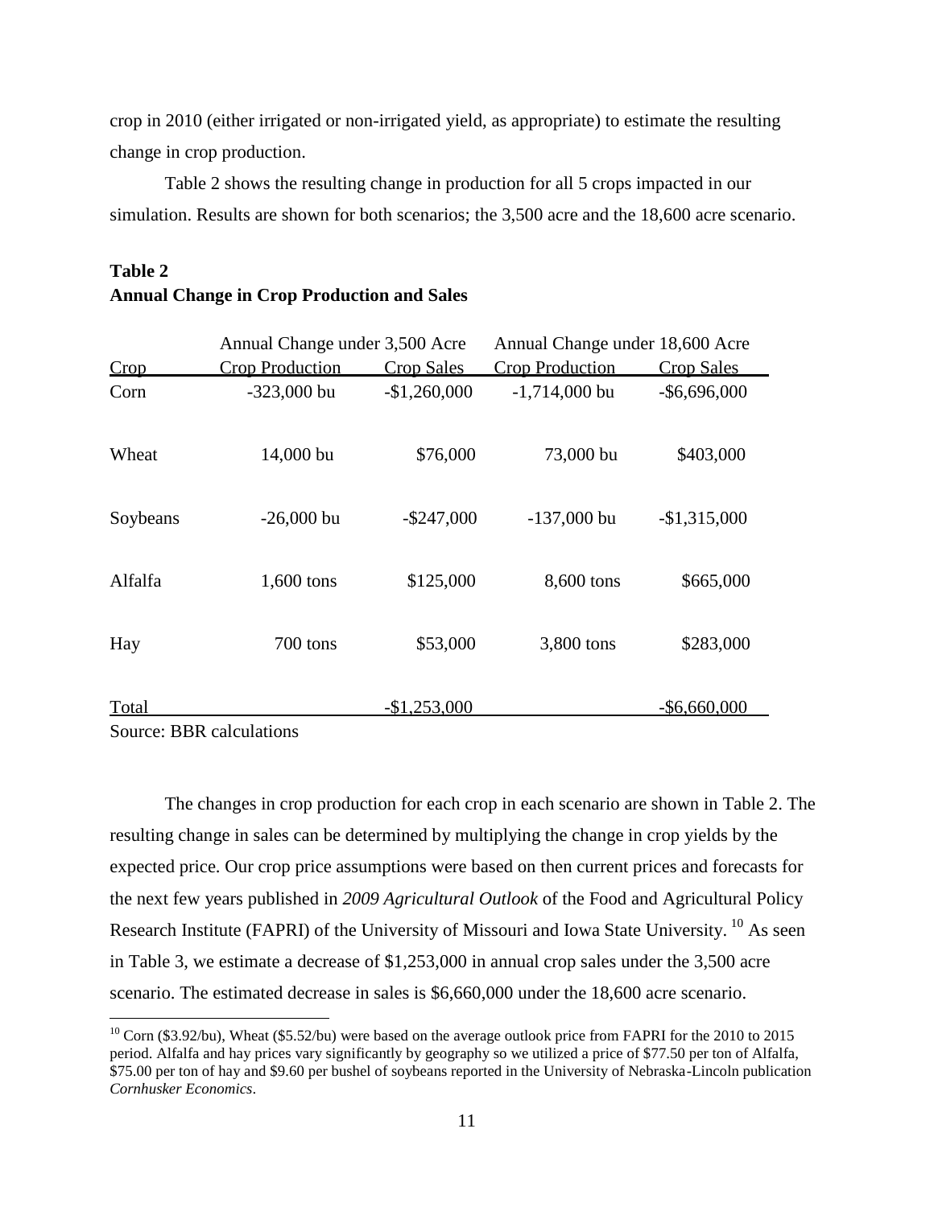crop in 2010 (either irrigated or non-irrigated yield, as appropriate) to estimate the resulting change in crop production.

Table 2 shows the resulting change in production for all 5 crops impacted in our simulation. Results are shown for both scenarios; the 3,500 acre and the 18,600 acre scenario.

**Table 2**
**Annual Change in Crop Production and Sales**

| | Annual Change under 3,500 Acre | | Annual Change under 18,600 Acre | |
|---|---|---|---|---|
| Crop | Crop Production | Crop Sales | Crop Production | Crop Sales |
| Corn | -323,000 bu | -$1,260,000 | -1,714,000 bu | -$6,696,000 |
| Wheat | 14,000 bu | $76,000 | 73,000 bu | $403,000 |
| Soybeans | -26,000 bu | -$247,000 | -137,000 bu | -$1,315,000 |
| Alfalfa | 1,600 tons | $125,000 | 8,600 tons | $665,000 |
| Hay | 700 tons | $53,000 | 3,800 tons | $283,000 |
| Total | | -$1,253,000 | | -$6,660,000 |

Source: BBR calculations

The changes in crop production for each crop in each scenario are shown in Table 2. The resulting change in sales can be determined by multiplying the change in crop yields by the expected price. Our crop price assumptions were based on then current prices and forecasts for the next few years published in *2009 Agricultural Outlook* of the Food and Agricultural Policy Research Institute (FAPRI) of the University of Missouri and Iowa State University. [10] As seen in Table 3, we estimate a decrease of $1,253,000 in annual crop sales under the 3,500 acre scenario. The estimated decrease in sales is $6,660,000 under the 18,600 acre scenario.

[10] Corn ($3.92/bu), Wheat ($5.52/bu) were based on the average outlook price from FAPRI for the 2010 to 2015 period. Alfalfa and hay prices vary significantly by geography so we utilized a price of $77.50 per ton of Alfalfa, $75.00 per ton of hay and $9.60 per bushel of soybeans reported in the University of Nebraska-Lincoln publication *Cornhusker Economics*.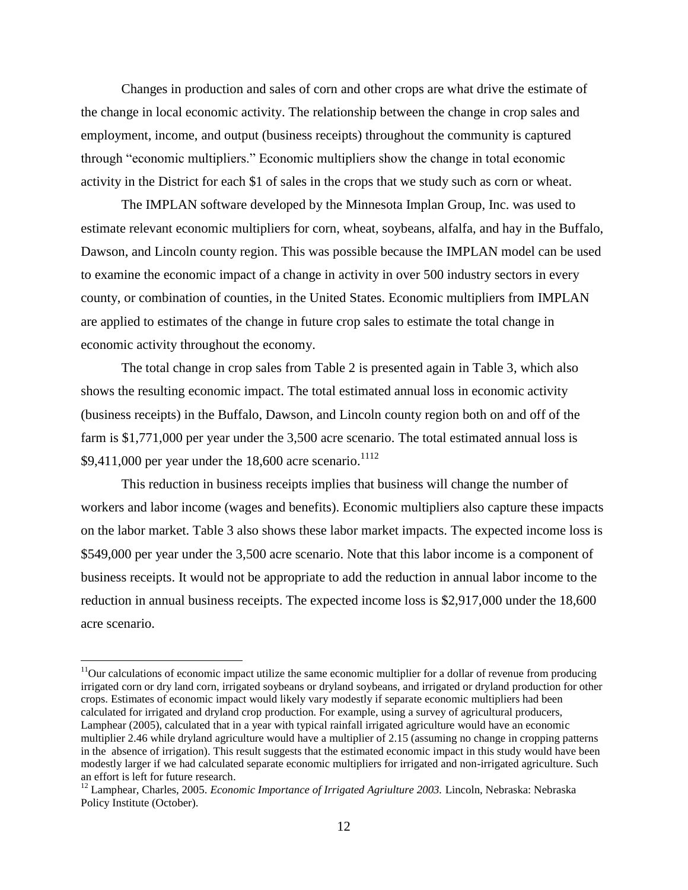Changes in production and sales of corn and other crops are what drive the estimate of the change in local economic activity. The relationship between the change in crop sales and employment, income, and output (business receipts) throughout the community is captured through "economic multipliers." Economic multipliers show the change in total economic activity in the District for each $1 of sales in the crops that we study such as corn or wheat.

The IMPLAN software developed by the Minnesota Implan Group, Inc. was used to estimate relevant economic multipliers for corn, wheat, soybeans, alfalfa, and hay in the Buffalo, Dawson, and Lincoln county region. This was possible because the IMPLAN model can be used to examine the economic impact of a change in activity in over 500 industry sectors in every county, or combination of counties, in the United States. Economic multipliers from IMPLAN are applied to estimates of the change in future crop sales to estimate the total change in economic activity throughout the economy.

The total change in crop sales from Table 2 is presented again in Table 3, which also shows the resulting economic impact. The total estimated annual loss in economic activity (business receipts) in the Buffalo, Dawson, and Lincoln county region both on and off of the farm is $1,771,000 per year under the 3,500 acre scenario. The total estimated annual loss is $9,411,000 per year under the 18,600 acre scenario.[11][12]

This reduction in business receipts implies that business will change the number of workers and labor income (wages and benefits). Economic multipliers also capture these impacts on the labor market. Table 3 also shows these labor market impacts. The expected income loss is $549,000 per year under the 3,500 acre scenario. Note that this labor income is a component of business receipts. It would not be appropriate to add the reduction in annual labor income to the reduction in annual business receipts. The expected income loss is $2,917,000 under the 18,600 acre scenario.

---

[11] Our calculations of economic impact utilize the same economic multiplier for a dollar of revenue from producing irrigated corn or dry land corn, irrigated soybeans or dryland soybeans, and irrigated or dryland production for other crops. Estimates of economic impact would likely vary modestly if separate economic multipliers had been calculated for irrigated and dryland crop production. For example, using a survey of agricultural producers, Lamphear (2005), calculated that in a year with typical rainfall irrigated agriculture would have an economic multiplier 2.46 while dryland agriculture would have a multiplier of 2.15 (assuming no change in cropping patterns in the absence of irrigation). This result suggests that the estimated economic impact in this study would have been modestly larger if we had calculated separate economic multipliers for irrigated and non-irrigated agriculture. Such an effort is left for future research.

[12] Lamphear, Charles, 2005. *Economic Importance of Irrigated Agriulture 2003.* Lincoln, Nebraska: Nebraska Policy Institute (October).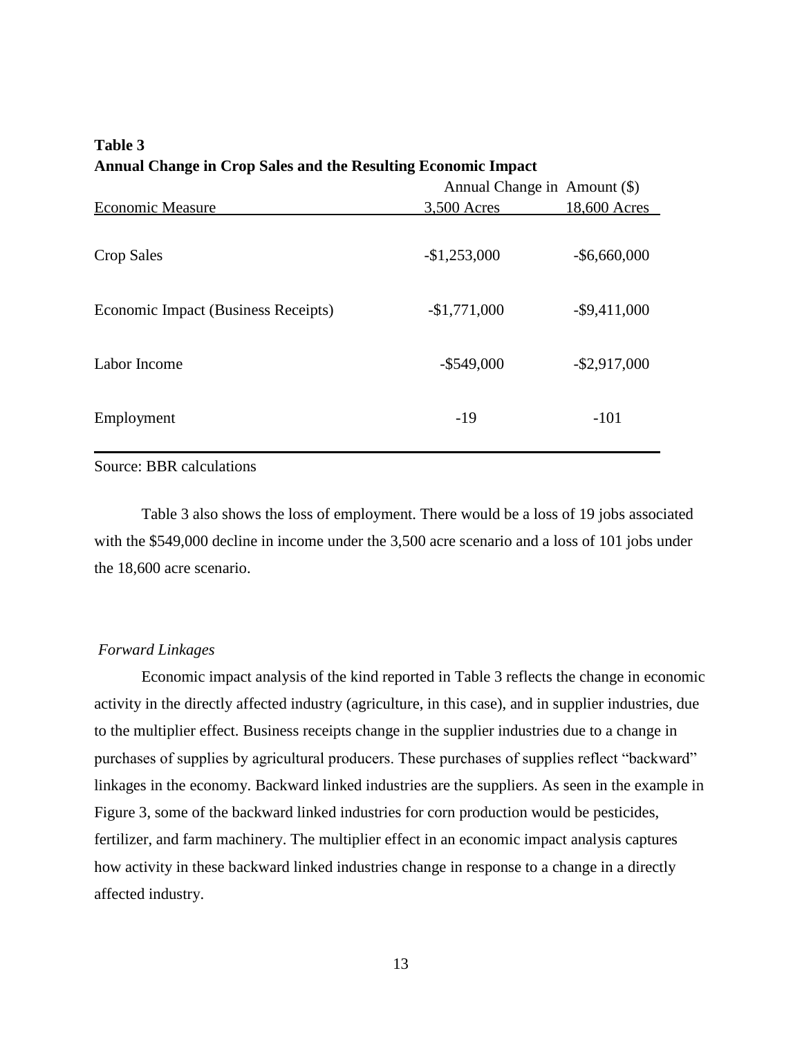**Table 3**
**Annual Change in Crop Sales and the Resulting Economic Impact**

| Economic Measure | Annual Change in Amount ($) 3,500 Acres | 18,600 Acres |
|---|---|---|
| Crop Sales | -$1,253,000 | -$6,660,000 |
| Economic Impact (Business Receipts) | -$1,771,000 | -$9,411,000 |
| Labor Income | -$549,000 | -$2,917,000 |
| Employment | -19 | -101 |

Source: BBR calculations

Table 3 also shows the loss of employment. There would be a loss of 19 jobs associated with the $549,000 decline in income under the 3,500 acre scenario and a loss of 101 jobs under the 18,600 acre scenario.

### *Forward Linkages*

Economic impact analysis of the kind reported in Table 3 reflects the change in economic activity in the directly affected industry (agriculture, in this case), and in supplier industries, due to the multiplier effect. Business receipts change in the supplier industries due to a change in purchases of supplies by agricultural producers. These purchases of supplies reflect "backward" linkages in the economy. Backward linked industries are the suppliers. As seen in the example in Figure 3, some of the backward linked industries for corn production would be pesticides, fertilizer, and farm machinery. The multiplier effect in an economic impact analysis captures how activity in these backward linked industries change in response to a change in a directly affected industry.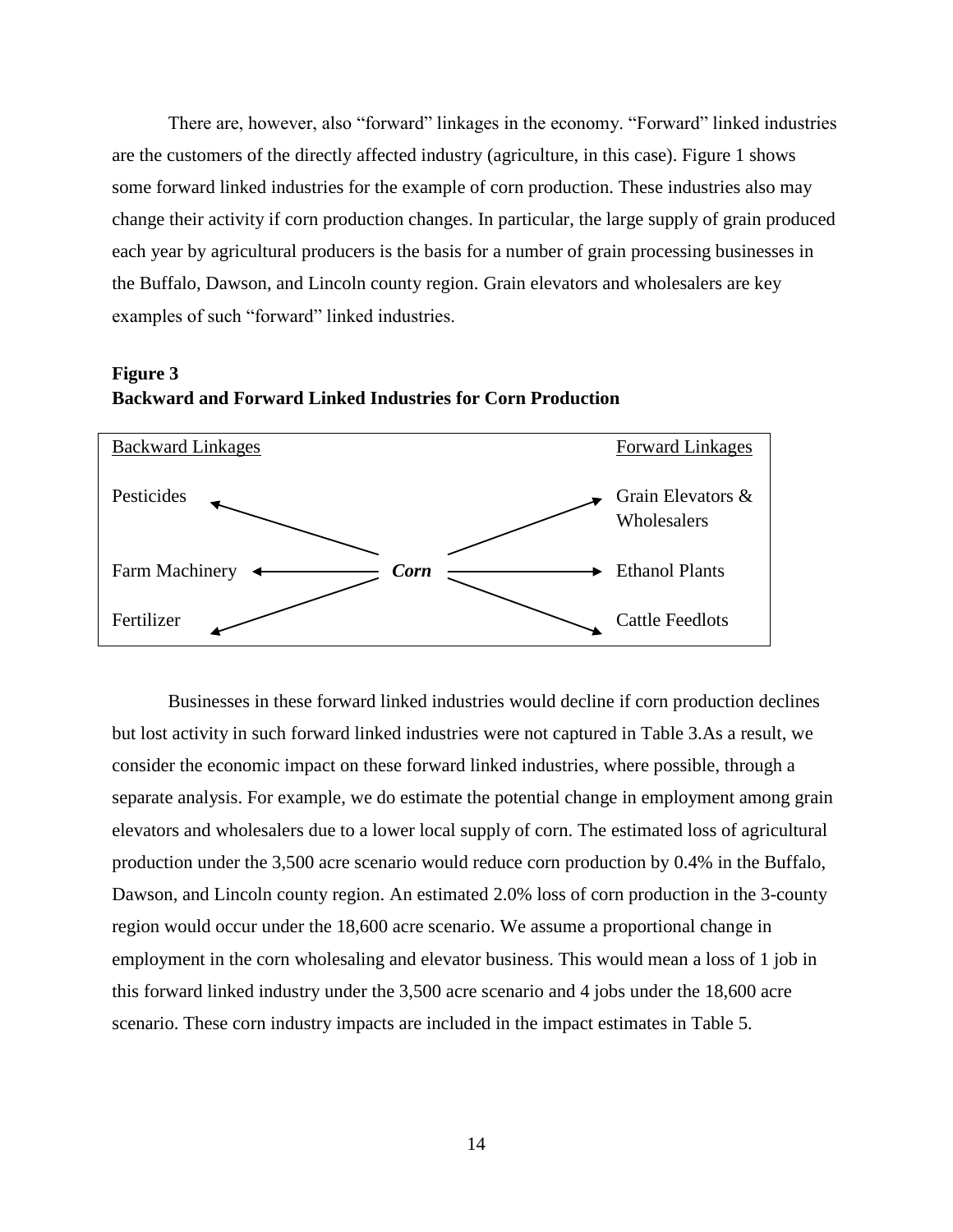There are, however, also "forward" linkages in the economy. "Forward" linked industries are the customers of the directly affected industry (agriculture, in this case). Figure 1 shows some forward linked industries for the example of corn production. These industries also may change their activity if corn production changes. In particular, the large supply of grain produced each year by agricultural producers is the basis for a number of grain processing businesses in the Buffalo, Dawson, and Lincoln county region. Grain elevators and wholesalers are key examples of such "forward" linked industries.

**Figure 3**
**Backward and Forward Linked Industries for Corn Production**

Backward Linkages

Forward Linkages

Pesticides

Grain Elevators & Wholesalers

Farm Machinery

*Corn*

Ethanol Plants

Fertilizer

Cattle Feedlots

Businesses in these forward linked industries would decline if corn production declines but lost activity in such forward linked industries were not captured in Table 3.As a result, we consider the economic impact on these forward linked industries, where possible, through a separate analysis. For example, we do estimate the potential change in employment among grain elevators and wholesalers due to a lower local supply of corn. The estimated loss of agricultural production under the 3,500 acre scenario would reduce corn production by 0.4% in the Buffalo, Dawson, and Lincoln county region. An estimated 2.0% loss of corn production in the 3-county region would occur under the 18,600 acre scenario. We assume a proportional change in employment in the corn wholesaling and elevator business. This would mean a loss of 1 job in this forward linked industry under the 3,500 acre scenario and 4 jobs under the 18,600 acre scenario. These corn industry impacts are included in the impact estimates in Table 5.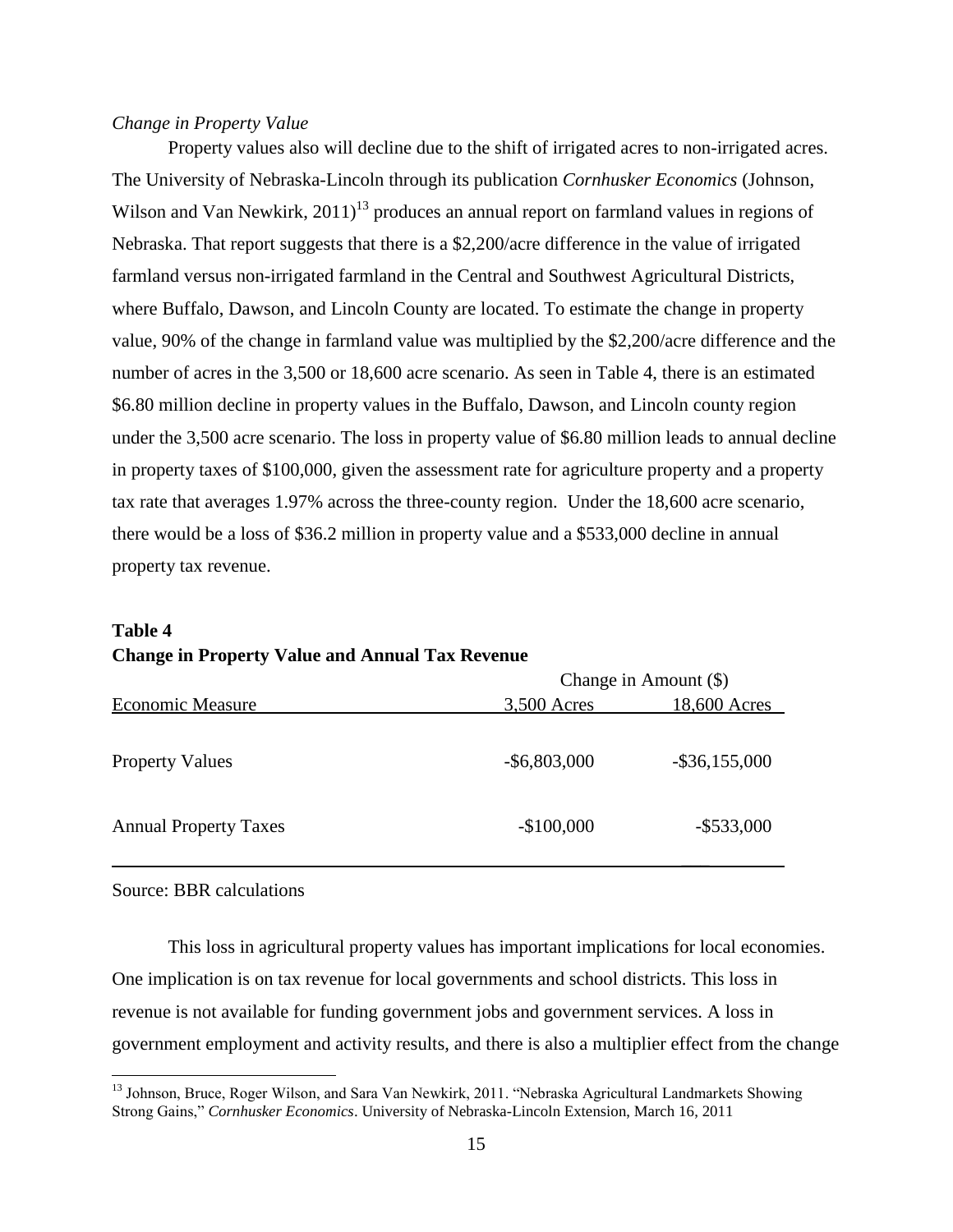*Change in Property Value*

Property values also will decline due to the shift of irrigated acres to non-irrigated acres. The University of Nebraska-Lincoln through its publication *Cornhusker Economics* (Johnson, Wilson and Van Newkirk, 2011)[13] produces an annual report on farmland values in regions of Nebraska. That report suggests that there is a $2,200/acre difference in the value of irrigated farmland versus non-irrigated farmland in the Central and Southwest Agricultural Districts, where Buffalo, Dawson, and Lincoln County are located. To estimate the change in property value, 90% of the change in farmland value was multiplied by the $2,200/acre difference and the number of acres in the 3,500 or 18,600 acre scenario. As seen in Table 4, there is an estimated $6.80 million decline in property values in the Buffalo, Dawson, and Lincoln county region under the 3,500 acre scenario. The loss in property value of $6.80 million leads to annual decline in property taxes of $100,000, given the assessment rate for agriculture property and a property tax rate that averages 1.97% across the three-county region. Under the 18,600 acre scenario, there would be a loss of $36.2 million in property value and a $533,000 decline in annual property tax revenue.

**Table 4**
**Change in Property Value and Annual Tax Revenue**

| | Change in Amount ($) | |
|---|---|---|
| Economic Measure | 3,500 Acres | 18,600 Acres |
| Property Values | -$6,803,000 | -$36,155,000 |
| Annual Property Taxes | -$100,000 | -$533,000 |

Source: BBR calculations

This loss in agricultural property values has important implications for local economies. One implication is on tax revenue for local governments and school districts. This loss in revenue is not available for funding government jobs and government services. A loss in government employment and activity results, and there is also a multiplier effect from the change

[13] Johnson, Bruce, Roger Wilson, and Sara Van Newkirk, 2011. "Nebraska Agricultural Landmarkets Showing Strong Gains," *Cornhusker Economics*. University of Nebraska-Lincoln Extension, March 16, 2011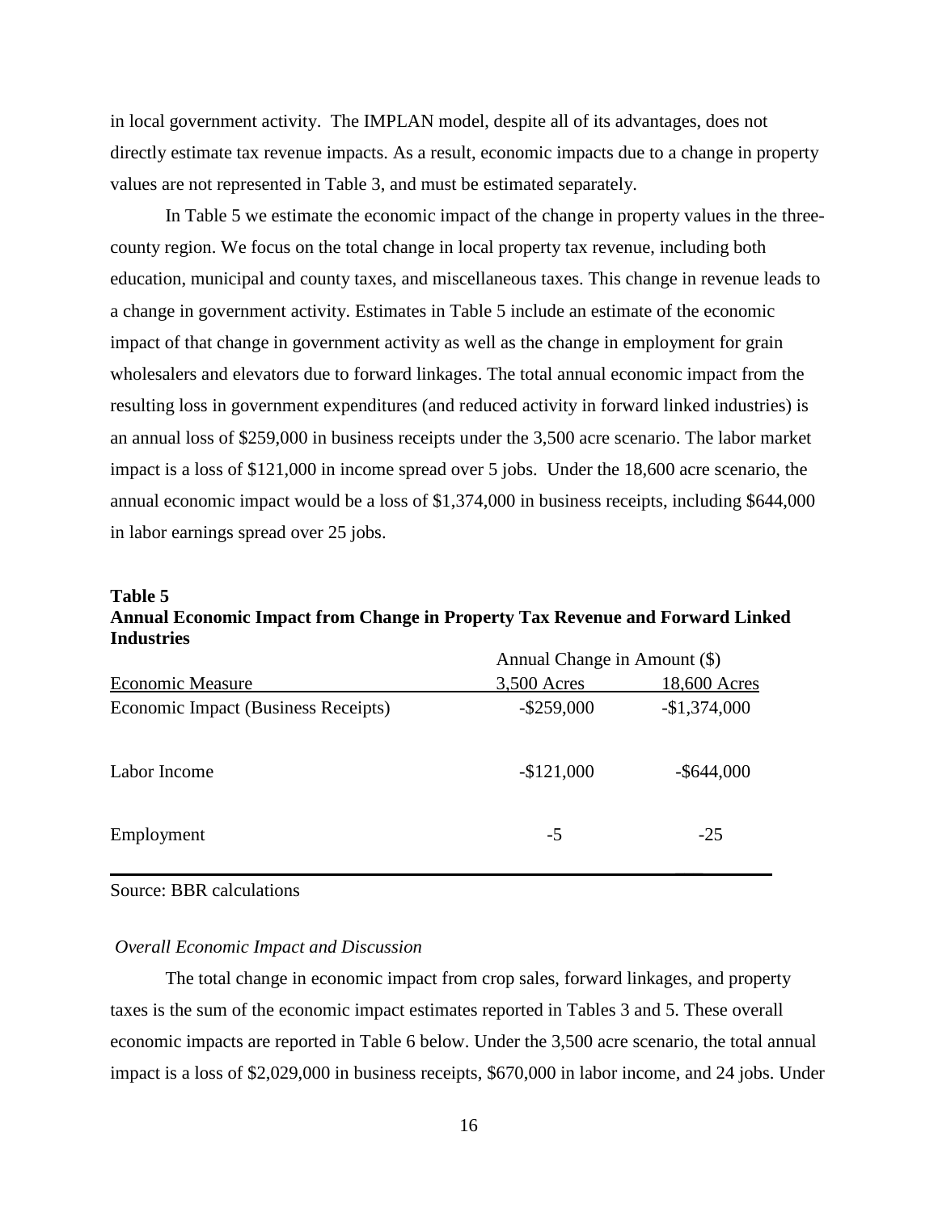in local government activity. The IMPLAN model, despite all of its advantages, does not directly estimate tax revenue impacts. As a result, economic impacts due to a change in property values are not represented in Table 3, and must be estimated separately.

In Table 5 we estimate the economic impact of the change in property values in the three-county region. We focus on the total change in local property tax revenue, including both education, municipal and county taxes, and miscellaneous taxes. This change in revenue leads to a change in government activity. Estimates in Table 5 include an estimate of the economic impact of that change in government activity as well as the change in employment for grain wholesalers and elevators due to forward linkages. The total annual economic impact from the resulting loss in government expenditures (and reduced activity in forward linked industries) is an annual loss of $259,000 in business receipts under the 3,500 acre scenario. The labor market impact is a loss of $121,000 in income spread over 5 jobs. Under the 18,600 acre scenario, the annual economic impact would be a loss of $1,374,000 in business receipts, including $644,000 in labor earnings spread over 25 jobs.

**Table 5**
**Annual Economic Impact from Change in Property Tax Revenue and Forward Linked Industries**

| | Annual Change in Amount ($) | |
|---|---|---|
| Economic Measure | 3,500 Acres | 18,600 Acres |
| Economic Impact (Business Receipts) | -$259,000 | -$1,374,000 |
| Labor Income | -$121,000 | -$644,000 |
| Employment | -5 | -25 |

Source: BBR calculations

*Overall Economic Impact and Discussion*

The total change in economic impact from crop sales, forward linkages, and property taxes is the sum of the economic impact estimates reported in Tables 3 and 5. These overall economic impacts are reported in Table 6 below. Under the 3,500 acre scenario, the total annual impact is a loss of $2,029,000 in business receipts, $670,000 in labor income, and 24 jobs. Under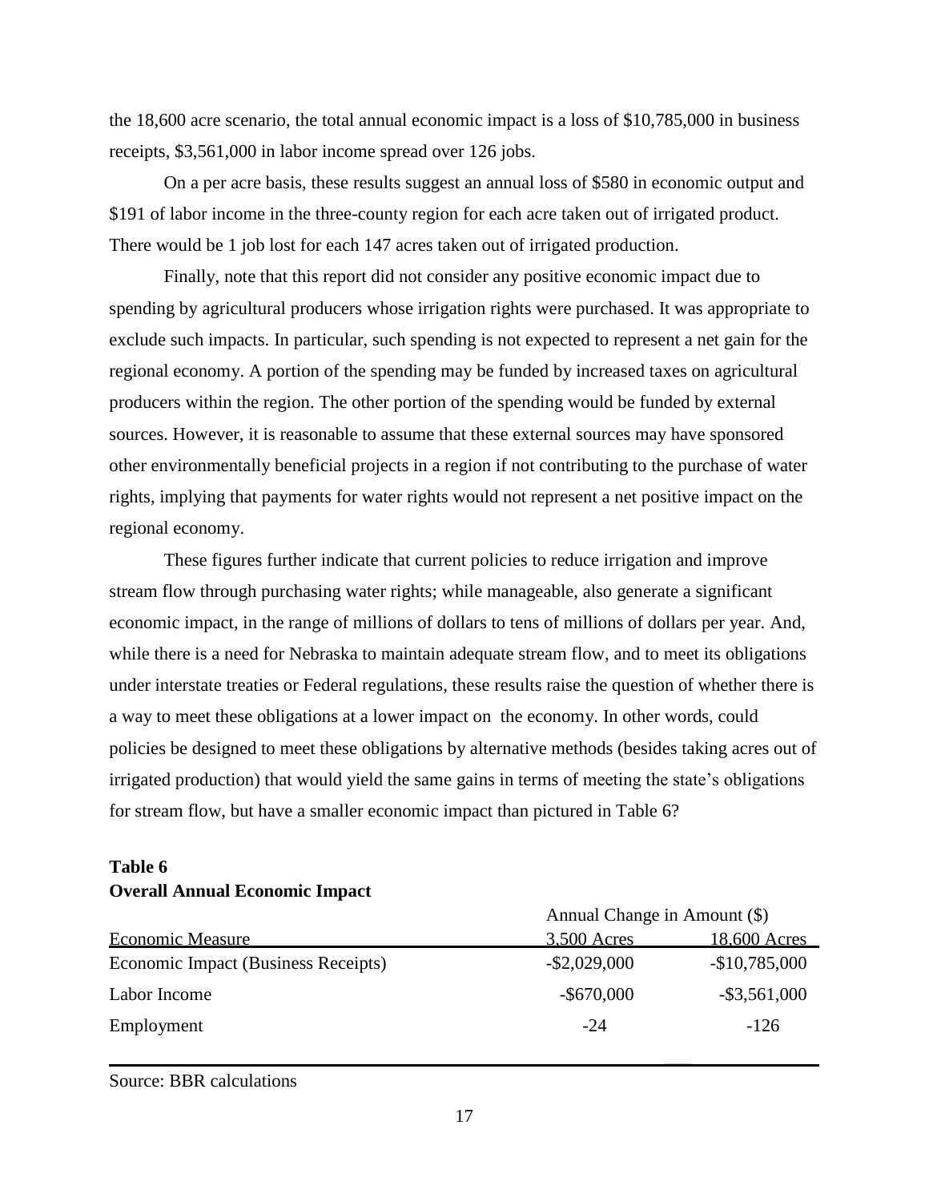the 18,600 acre scenario, the total annual economic impact is a loss of $10,785,000 in business receipts, $3,561,000 in labor income spread over 126 jobs.

On a per acre basis, these results suggest an annual loss of $580 in economic output and $191 of labor income in the three-county region for each acre taken out of irrigated product. There would be 1 job lost for each 147 acres taken out of irrigated production.

Finally, note that this report did not consider any positive economic impact due to spending by agricultural producers whose irrigation rights were purchased. It was appropriate to exclude such impacts. In particular, such spending is not expected to represent a net gain for the regional economy. A portion of the spending may be funded by increased taxes on agricultural producers within the region. The other portion of the spending would be funded by external sources. However, it is reasonable to assume that these external sources may have sponsored other environmentally beneficial projects in a region if not contributing to the purchase of water rights, implying that payments for water rights would not represent a net positive impact on the regional economy.

These figures further indicate that current policies to reduce irrigation and improve stream flow through purchasing water rights; while manageable, also generate a significant economic impact, in the range of millions of dollars to tens of millions of dollars per year. And, while there is a need for Nebraska to maintain adequate stream flow, and to meet its obligations under interstate treaties or Federal regulations, these results raise the question of whether there is a way to meet these obligations at a lower impact on the economy. In other words, could policies be designed to meet these obligations by alternative methods (besides taking acres out of irrigated production) that would yield the same gains in terms of meeting the state's obligations for stream flow, but have a smaller economic impact than pictured in Table 6?

**Table 6**
**Overall Annual Economic Impact**

| | Annual Change in Amount ($) | |
|---|---|---|
| Economic Measure | 3,500 Acres | 18,600 Acres |
| Economic Impact (Business Receipts) | -$2,029,000 | -$10,785,000 |
| Labor Income | -$670,000 | -$3,561,000 |
| Employment | -24 | -126 |

Source: BBR calculations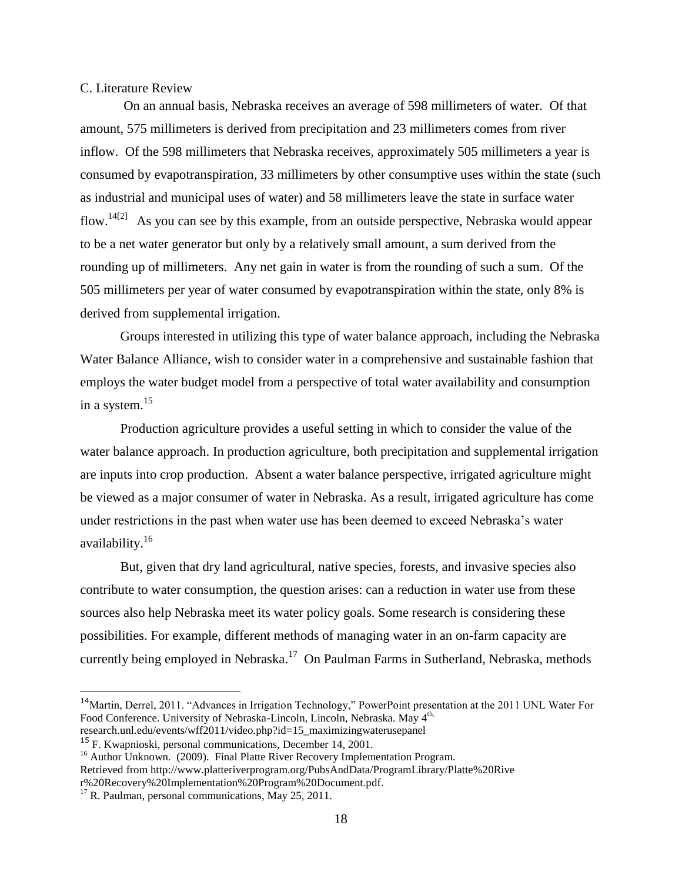C. Literature Review

On an annual basis, Nebraska receives an average of 598 millimeters of water. Of that amount, 575 millimeters is derived from precipitation and 23 millimeters comes from river inflow. Of the 598 millimeters that Nebraska receives, approximately 505 millimeters a year is consumed by evapotranspiration, 33 millimeters by other consumptive uses within the state (such as industrial and municipal uses of water) and 58 millimeters leave the state in surface water flow.[14][2] As you can see by this example, from an outside perspective, Nebraska would appear to be a net water generator but only by a relatively small amount, a sum derived from the rounding up of millimeters. Any net gain in water is from the rounding of such a sum. Of the 505 millimeters per year of water consumed by evapotranspiration within the state, only 8% is derived from supplemental irrigation.

Groups interested in utilizing this type of water balance approach, including the Nebraska Water Balance Alliance, wish to consider water in a comprehensive and sustainable fashion that employs the water budget model from a perspective of total water availability and consumption in a system.[15]

Production agriculture provides a useful setting in which to consider the value of the water balance approach. In production agriculture, both precipitation and supplemental irrigation are inputs into crop production. Absent a water balance perspective, irrigated agriculture might be viewed as a major consumer of water in Nebraska. As a result, irrigated agriculture has come under restrictions in the past when water use has been deemed to exceed Nebraska's water availability.[16]

But, given that dry land agricultural, native species, forests, and invasive species also contribute to water consumption, the question arises: can a reduction in water use from these sources also help Nebraska meet its water policy goals. Some research is considering these possibilities. For example, different methods of managing water in an on-farm capacity are currently being employed in Nebraska.[17] On Paulman Farms in Sutherland, Nebraska, methods

---

[14] Martin, Derrel, 2011. "Advances in Irrigation Technology," PowerPoint presentation at the 2011 UNL Water For Food Conference. University of Nebraska-Lincoln, Lincoln, Nebraska. May 4th, research.unl.edu/events/wff2011/video.php?id=15_maximizingwaterusepanel

[15] F. Kwapnioski, personal communications, December 14, 2001.

[16] Author Unknown. (2009). Final Platte River Recovery Implementation Program. Retrieved from http://www.platteriverprogram.org/PubsAndData/ProgramLibrary/Platte%20River%20Recovery%20Implementation%20Program%20Document.pdf.

[17] R. Paulman, personal communications, May 25, 2011.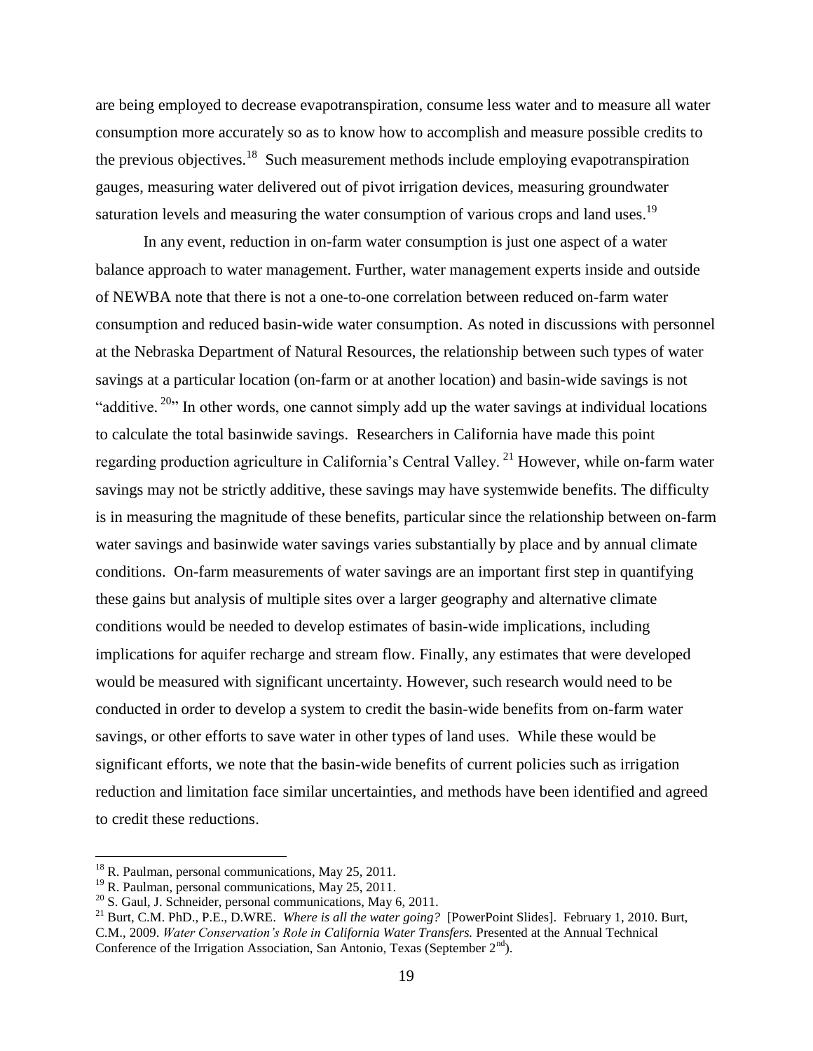are being employed to decrease evapotranspiration, consume less water and to measure all water consumption more accurately so as to know how to accomplish and measure possible credits to the previous objectives.[18] Such measurement methods include employing evapotranspiration gauges, measuring water delivered out of pivot irrigation devices, measuring groundwater saturation levels and measuring the water consumption of various crops and land uses.[19]

In any event, reduction in on-farm water consumption is just one aspect of a water balance approach to water management. Further, water management experts inside and outside of NEWBA note that there is not a one-to-one correlation between reduced on-farm water consumption and reduced basin-wide water consumption. As noted in discussions with personnel at the Nebraska Department of Natural Resources, the relationship between such types of water savings at a particular location (on-farm or at another location) and basin-wide savings is not "additive.[20]" In other words, one cannot simply add up the water savings at individual locations to calculate the total basinwide savings. Researchers in California have made this point regarding production agriculture in California's Central Valley.[21] However, while on-farm water savings may not be strictly additive, these savings may have systemwide benefits. The difficulty is in measuring the magnitude of these benefits, particular since the relationship between on-farm water savings and basinwide water savings varies substantially by place and by annual climate conditions. On-farm measurements of water savings are an important first step in quantifying these gains but analysis of multiple sites over a larger geography and alternative climate conditions would be needed to develop estimates of basin-wide implications, including implications for aquifer recharge and stream flow. Finally, any estimates that were developed would be measured with significant uncertainty. However, such research would need to be conducted in order to develop a system to credit the basin-wide benefits from on-farm water savings, or other efforts to save water in other types of land uses. While these would be significant efforts, we note that the basin-wide benefits of current policies such as irrigation reduction and limitation face similar uncertainties, and methods have been identified and agreed to credit these reductions.

---

[18] R. Paulman, personal communications, May 25, 2011.

[19] R. Paulman, personal communications, May 25, 2011.

[20] S. Gaul, J. Schneider, personal communications, May 6, 2011.

[21] Burt, C.M. PhD., P.E., D.WRE. *Where is all the water going?* [PowerPoint Slides]. February 1, 2010. Burt, C.M., 2009. *Water Conservation's Role in California Water Transfers.* Presented at the Annual Technical Conference of the Irrigation Association, San Antonio, Texas (September 2nd).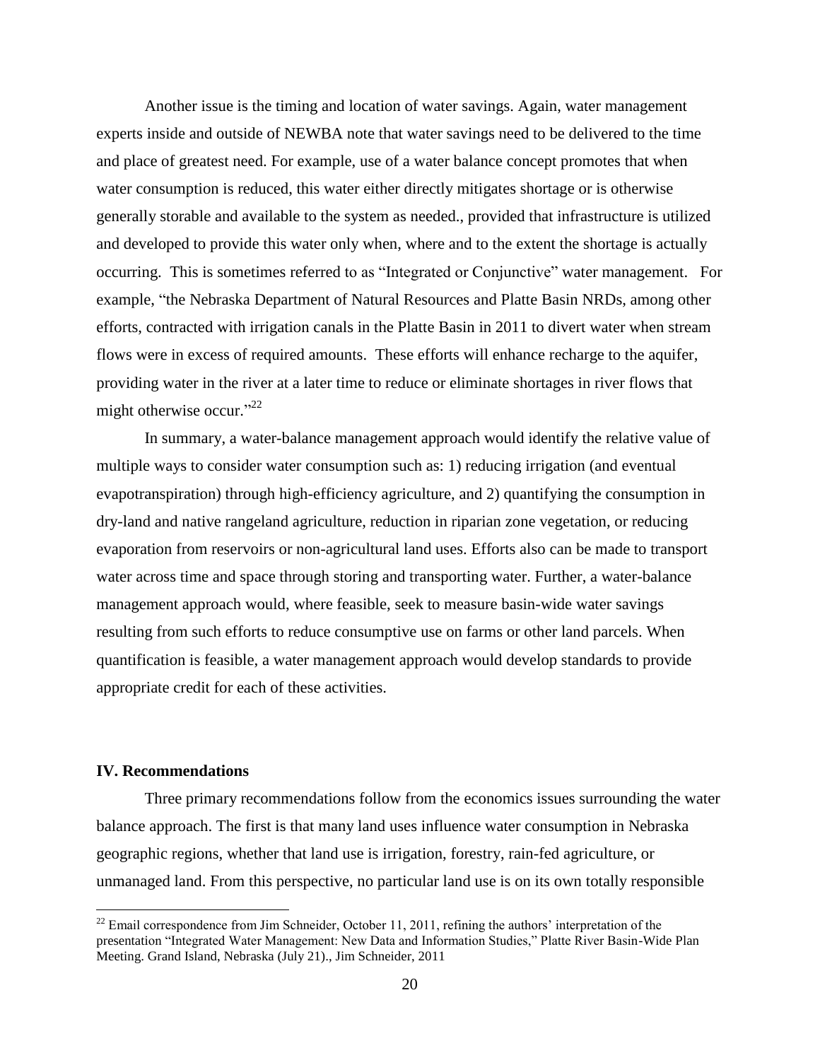Another issue is the timing and location of water savings. Again, water management experts inside and outside of NEWBA note that water savings need to be delivered to the time and place of greatest need. For example, use of a water balance concept promotes that when water consumption is reduced, this water either directly mitigates shortage or is otherwise generally storable and available to the system as needed., provided that infrastructure is utilized and developed to provide this water only when, where and to the extent the shortage is actually occurring. This is sometimes referred to as "Integrated or Conjunctive" water management. For example, "the Nebraska Department of Natural Resources and Platte Basin NRDs, among other efforts, contracted with irrigation canals in the Platte Basin in 2011 to divert water when stream flows were in excess of required amounts. These efforts will enhance recharge to the aquifer, providing water in the river at a later time to reduce or eliminate shortages in river flows that might otherwise occur."[22]

In summary, a water-balance management approach would identify the relative value of multiple ways to consider water consumption such as: 1) reducing irrigation (and eventual evapotranspiration) through high-efficiency agriculture, and 2) quantifying the consumption in dry-land and native rangeland agriculture, reduction in riparian zone vegetation, or reducing evaporation from reservoirs or non-agricultural land uses. Efforts also can be made to transport water across time and space through storing and transporting water. Further, a water-balance management approach would, where feasible, seek to measure basin-wide water savings resulting from such efforts to reduce consumptive use on farms or other land parcels. When quantification is feasible, a water management approach would develop standards to provide appropriate credit for each of these activities.

## IV. Recommendations

Three primary recommendations follow from the economics issues surrounding the water balance approach. The first is that many land uses influence water consumption in Nebraska geographic regions, whether that land use is irrigation, forestry, rain-fed agriculture, or unmanaged land. From this perspective, no particular land use is on its own totally responsible

[22] Email correspondence from Jim Schneider, October 11, 2011, refining the authors' interpretation of the presentation "Integrated Water Management: New Data and Information Studies," Platte River Basin-Wide Plan Meeting. Grand Island, Nebraska (July 21)., Jim Schneider, 2011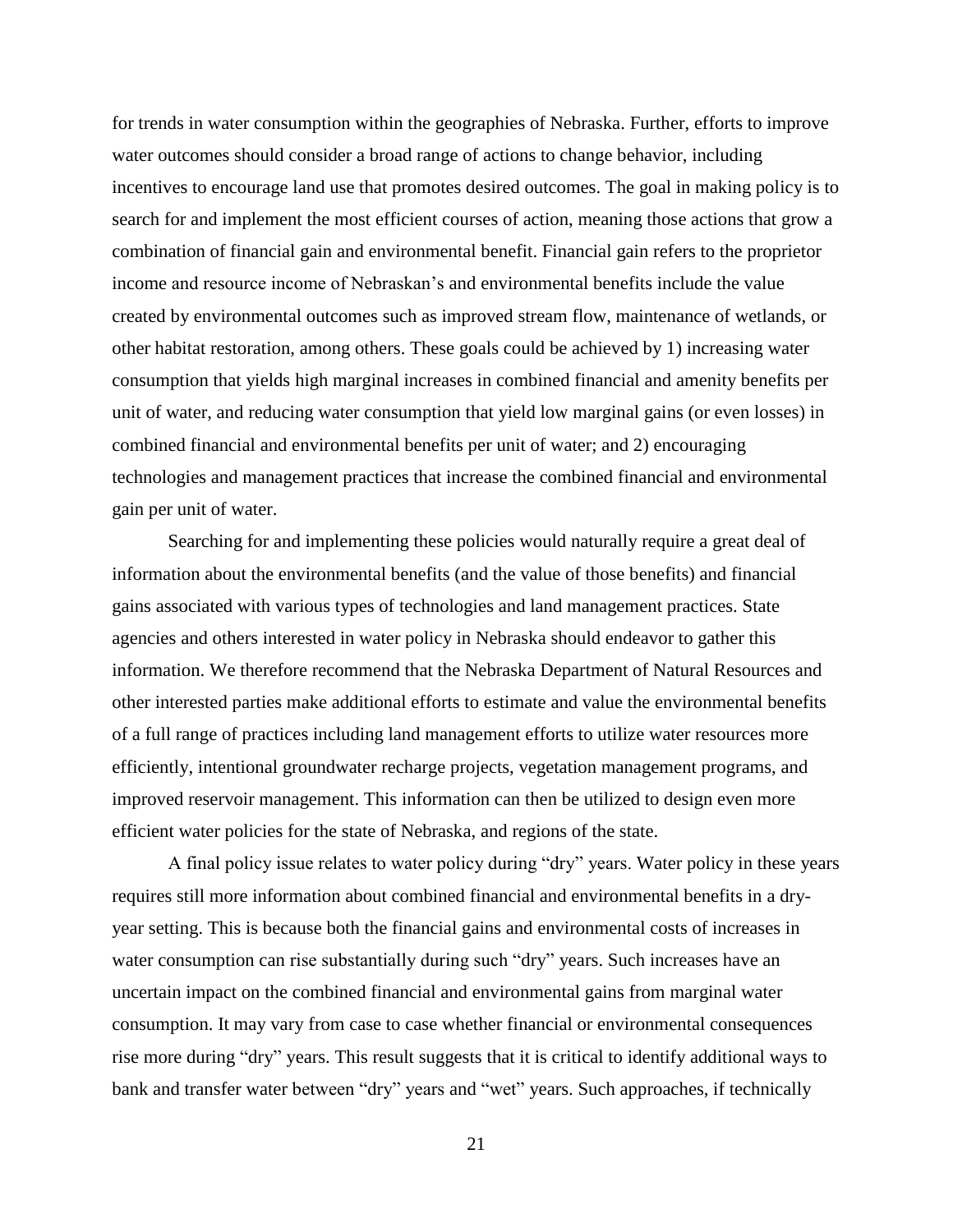for trends in water consumption within the geographies of Nebraska. Further, efforts to improve water outcomes should consider a broad range of actions to change behavior, including incentives to encourage land use that promotes desired outcomes. The goal in making policy is to search for and implement the most efficient courses of action, meaning those actions that grow a combination of financial gain and environmental benefit. Financial gain refers to the proprietor income and resource income of Nebraskan's and environmental benefits include the value created by environmental outcomes such as improved stream flow, maintenance of wetlands, or other habitat restoration, among others. These goals could be achieved by 1) increasing water consumption that yields high marginal increases in combined financial and amenity benefits per unit of water, and reducing water consumption that yield low marginal gains (or even losses) in combined financial and environmental benefits per unit of water; and 2) encouraging technologies and management practices that increase the combined financial and environmental gain per unit of water.

Searching for and implementing these policies would naturally require a great deal of information about the environmental benefits (and the value of those benefits) and financial gains associated with various types of technologies and land management practices. State agencies and others interested in water policy in Nebraska should endeavor to gather this information. We therefore recommend that the Nebraska Department of Natural Resources and other interested parties make additional efforts to estimate and value the environmental benefits of a full range of practices including land management efforts to utilize water resources more efficiently, intentional groundwater recharge projects, vegetation management programs, and improved reservoir management. This information can then be utilized to design even more efficient water policies for the state of Nebraska, and regions of the state.

A final policy issue relates to water policy during "dry" years. Water policy in these years requires still more information about combined financial and environmental benefits in a dry-year setting. This is because both the financial gains and environmental costs of increases in water consumption can rise substantially during such "dry" years. Such increases have an uncertain impact on the combined financial and environmental gains from marginal water consumption. It may vary from case to case whether financial or environmental consequences rise more during "dry" years. This result suggests that it is critical to identify additional ways to bank and transfer water between "dry" years and "wet" years. Such approaches, if technically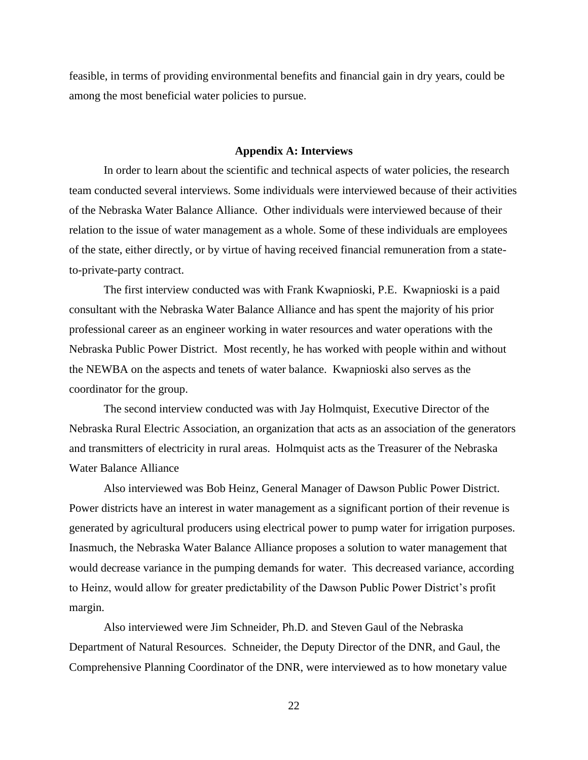feasible, in terms of providing environmental benefits and financial gain in dry years, could be among the most beneficial water policies to pursue.

## Appendix A: Interviews

In order to learn about the scientific and technical aspects of water policies, the research team conducted several interviews. Some individuals were interviewed because of their activities of the Nebraska Water Balance Alliance. Other individuals were interviewed because of their relation to the issue of water management as a whole. Some of these individuals are employees of the state, either directly, or by virtue of having received financial remuneration from a state-to-private-party contract.

The first interview conducted was with Frank Kwapnioski, P.E. Kwapnioski is a paid consultant with the Nebraska Water Balance Alliance and has spent the majority of his prior professional career as an engineer working in water resources and water operations with the Nebraska Public Power District. Most recently, he has worked with people within and without the NEWBA on the aspects and tenets of water balance. Kwapnioski also serves as the coordinator for the group.

The second interview conducted was with Jay Holmquist, Executive Director of the Nebraska Rural Electric Association, an organization that acts as an association of the generators and transmitters of electricity in rural areas. Holmquist acts as the Treasurer of the Nebraska Water Balance Alliance

Also interviewed was Bob Heinz, General Manager of Dawson Public Power District. Power districts have an interest in water management as a significant portion of their revenue is generated by agricultural producers using electrical power to pump water for irrigation purposes. Inasmuch, the Nebraska Water Balance Alliance proposes a solution to water management that would decrease variance in the pumping demands for water. This decreased variance, according to Heinz, would allow for greater predictability of the Dawson Public Power District's profit margin.

Also interviewed were Jim Schneider, Ph.D. and Steven Gaul of the Nebraska Department of Natural Resources. Schneider, the Deputy Director of the DNR, and Gaul, the Comprehensive Planning Coordinator of the DNR, were interviewed as to how monetary value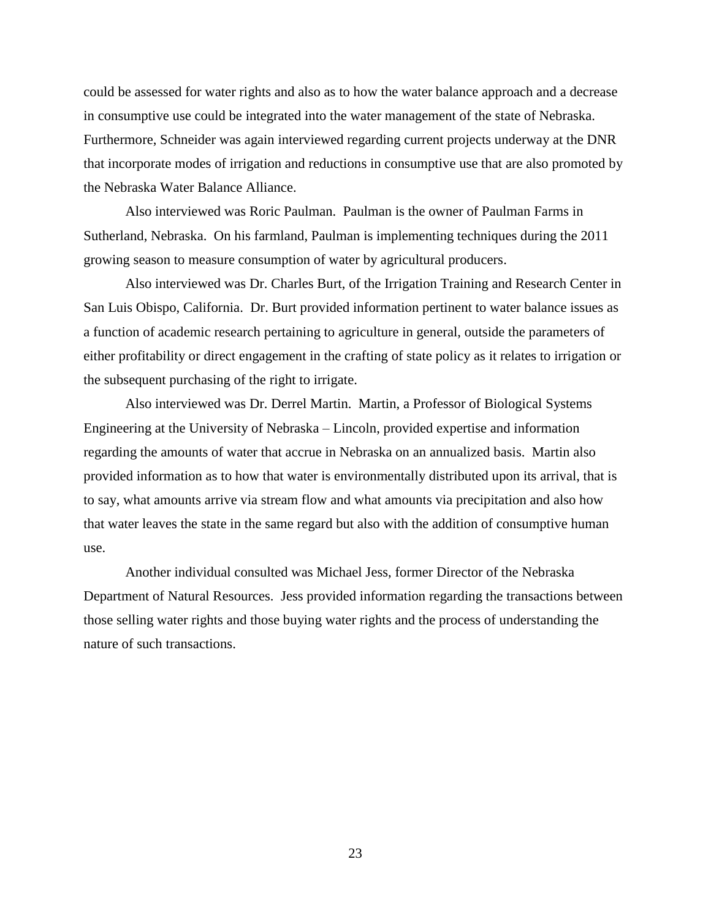could be assessed for water rights and also as to how the water balance approach and a decrease in consumptive use could be integrated into the water management of the state of Nebraska. Furthermore, Schneider was again interviewed regarding current projects underway at the DNR that incorporate modes of irrigation and reductions in consumptive use that are also promoted by the Nebraska Water Balance Alliance.

Also interviewed was Roric Paulman. Paulman is the owner of Paulman Farms in Sutherland, Nebraska. On his farmland, Paulman is implementing techniques during the 2011 growing season to measure consumption of water by agricultural producers.

Also interviewed was Dr. Charles Burt, of the Irrigation Training and Research Center in San Luis Obispo, California. Dr. Burt provided information pertinent to water balance issues as a function of academic research pertaining to agriculture in general, outside the parameters of either profitability or direct engagement in the crafting of state policy as it relates to irrigation or the subsequent purchasing of the right to irrigate.

Also interviewed was Dr. Derrel Martin. Martin, a Professor of Biological Systems Engineering at the University of Nebraska – Lincoln, provided expertise and information regarding the amounts of water that accrue in Nebraska on an annualized basis. Martin also provided information as to how that water is environmentally distributed upon its arrival, that is to say, what amounts arrive via stream flow and what amounts via precipitation and also how that water leaves the state in the same regard but also with the addition of consumptive human use.

Another individual consulted was Michael Jess, former Director of the Nebraska Department of Natural Resources. Jess provided information regarding the transactions between those selling water rights and those buying water rights and the process of understanding the nature of such transactions.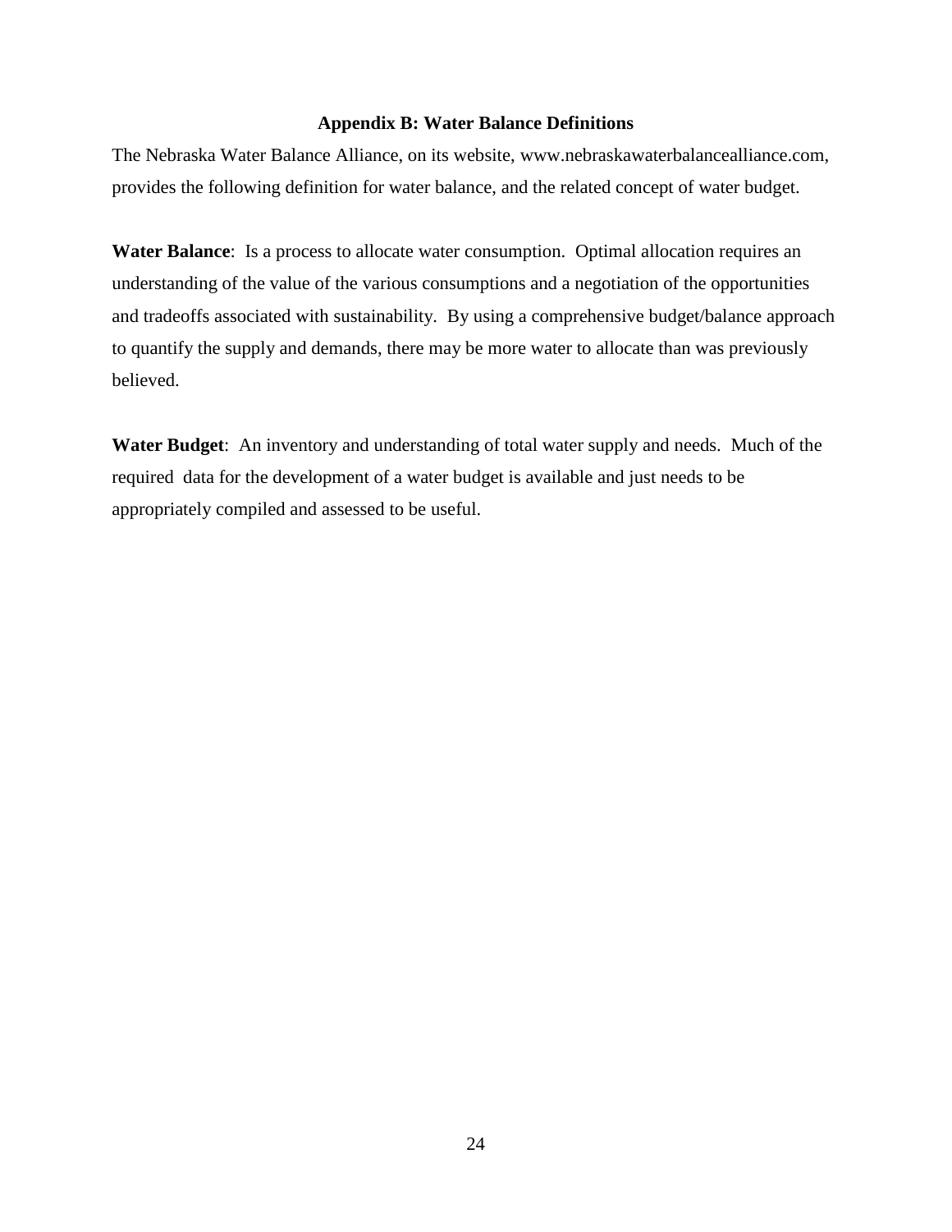## Appendix B: Water Balance Definitions

The Nebraska Water Balance Alliance, on its website, www.nebraskawaterbalancealliance.com, provides the following definition for water balance, and the related concept of water budget.

**Water Balance**: Is a process to allocate water consumption. Optimal allocation requires an understanding of the value of the various consumptions and a negotiation of the opportunities and tradeoffs associated with sustainability. By using a comprehensive budget/balance approach to quantify the supply and demands, there may be more water to allocate than was previously believed.

**Water Budget**: An inventory and understanding of total water supply and needs. Much of the required data for the development of a water budget is available and just needs to be appropriately compiled and assessed to be useful.